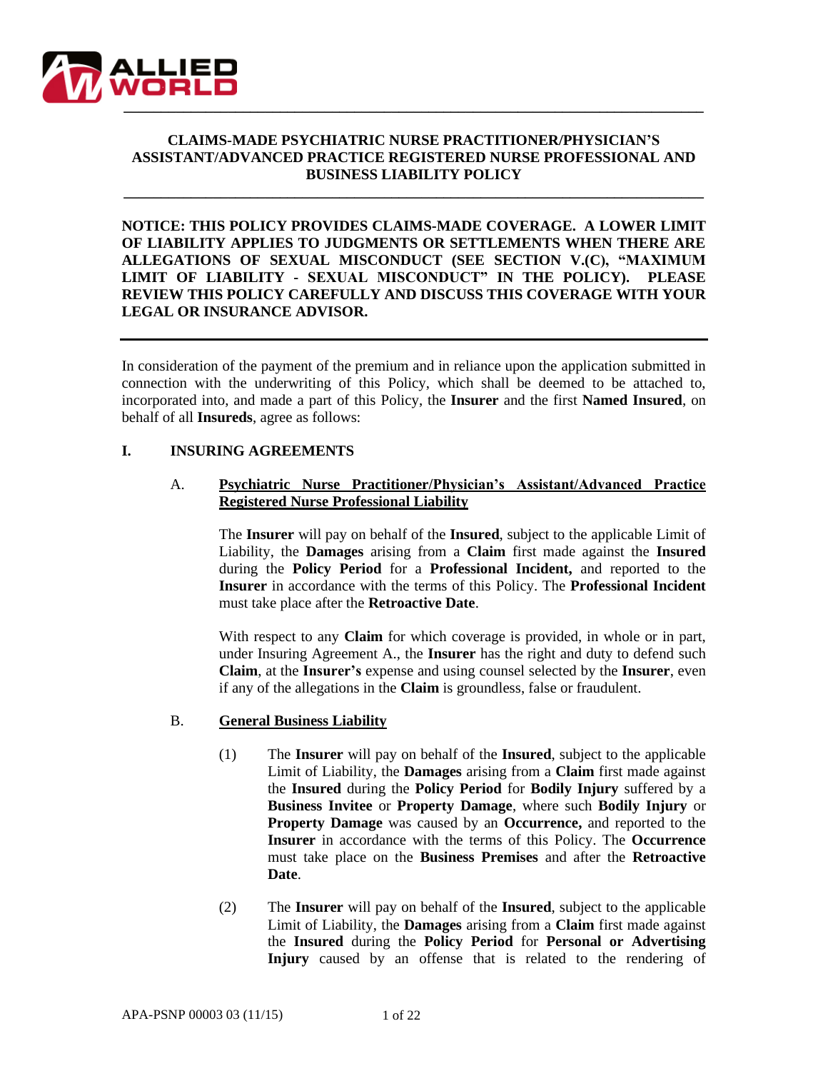# CLAIMS-MADE PSYCHIATRIC NURSE PRACTITIONER/PHYSICIAN'S ASSISTANT/ADVANCED PRACTICE REGISTERED NURSE PROFESSIONAL AND BUSINESS LIABILITY POLICY

**NOTICE: THIS POLICY PROVIDES CLAIMS-MADE COVERAGE. A LOWER LIMIT OF LIABILITY APPLIES TO JUDGMENTS OR SETTLEMENTS WHEN THERE ARE ALLEGATIONS OF SEXUAL MISCONDUCT (SEE SECTION V.(C), "MAXIMUM LIMIT OF LIABILITY - SEXUAL MISCONDUCT" IN THE POLICY). PLEASE REVIEW THIS POLICY CAREFULLY AND DISCUSS THIS COVERAGE WITH YOUR LEGAL OR INSURANCE ADVISOR.**

---

In consideration of the payment of the premium and in reliance upon the application submitted in connection with the underwriting of this Policy, which shall be deemed to be attached to, incorporated into, and made a part of this Policy, the **Insurer** and the first **Named Insured**, on behalf of all **Insureds**, agree as follows:

## I. INSURING AGREEMENTS

### A. Psychiatric Nurse Practitioner/Physician's Assistant/Advanced Practice Registered Nurse Professional Liability

The **Insurer** will pay on behalf of the **Insured**, subject to the applicable Limit of Liability, the **Damages** arising from a **Claim** first made against the **Insured** during the **Policy Period** for a **Professional Incident,** and reported to the **Insurer** in accordance with the terms of this Policy. The **Professional Incident** must take place after the **Retroactive Date**.

With respect to any **Claim** for which coverage is provided, in whole or in part, under Insuring Agreement A., the **Insurer** has the right and duty to defend such **Claim**, at the **Insurer's** expense and using counsel selected by the **Insurer**, even if any of the allegations in the **Claim** is groundless, false or fraudulent.

### B. General Business Liability

(1) The **Insurer** will pay on behalf of the **Insured**, subject to the applicable Limit of Liability, the **Damages** arising from a **Claim** first made against the **Insured** during the **Policy Period** for **Bodily Injury** suffered by a **Business Invitee** or **Property Damage**, where such **Bodily Injury** or **Property Damage** was caused by an **Occurrence,** and reported to the **Insurer** in accordance with the terms of this Policy. The **Occurrence** must take place on the **Business Premises** and after the **Retroactive Date**.

(2) The **Insurer** will pay on behalf of the **Insured**, subject to the applicable Limit of Liability, the **Damages** arising from a **Claim** first made against the **Insured** during the **Policy Period** for **Personal or Advertising Injury** caused by an offense that is related to the rendering of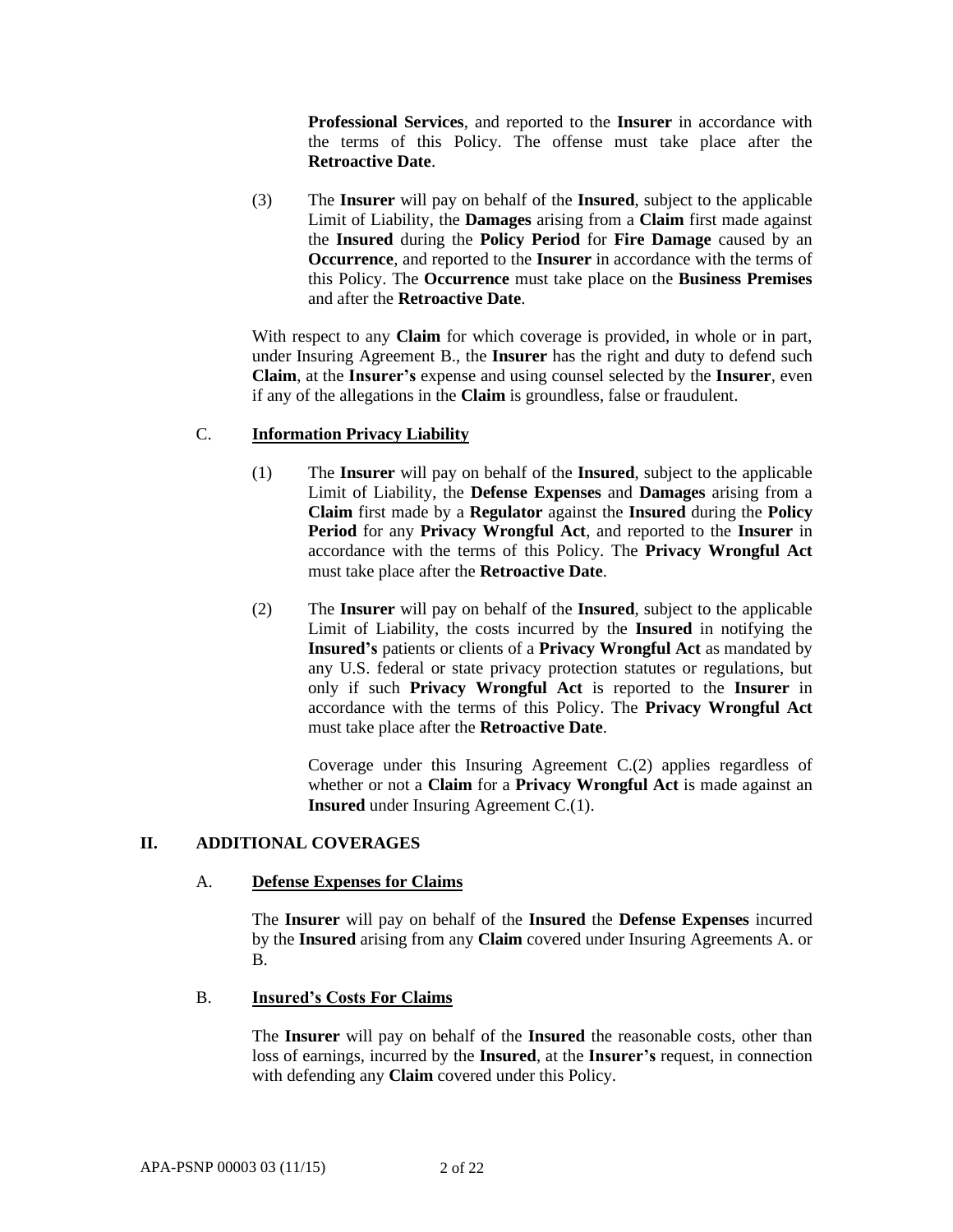**Professional Services**, and reported to the **Insurer** in accordance with the terms of this Policy. The offense must take place after the **Retroactive Date**.

(3) The **Insurer** will pay on behalf of the **Insured**, subject to the applicable Limit of Liability, the **Damages** arising from a **Claim** first made against the **Insured** during the **Policy Period** for **Fire Damage** caused by an **Occurrence**, and reported to the **Insurer** in accordance with the terms of this Policy. The **Occurrence** must take place on the **Business Premises** and after the **Retroactive Date**.

With respect to any **Claim** for which coverage is provided, in whole or in part, under Insuring Agreement B., the **Insurer** has the right and duty to defend such **Claim**, at the **Insurer's** expense and using counsel selected by the **Insurer**, even if any of the allegations in the **Claim** is groundless, false or fraudulent.

C. **Information Privacy Liability**

(1) The **Insurer** will pay on behalf of the **Insured**, subject to the applicable Limit of Liability, the **Defense Expenses** and **Damages** arising from a **Claim** first made by a **Regulator** against the **Insured** during the **Policy Period** for any **Privacy Wrongful Act**, and reported to the **Insurer** in accordance with the terms of this Policy. The **Privacy Wrongful Act** must take place after the **Retroactive Date**.

(2) The **Insurer** will pay on behalf of the **Insured**, subject to the applicable Limit of Liability, the costs incurred by the **Insured** in notifying the **Insured's** patients or clients of a **Privacy Wrongful Act** as mandated by any U.S. federal or state privacy protection statutes or regulations, but only if such **Privacy Wrongful Act** is reported to the **Insurer** in accordance with the terms of this Policy. The **Privacy Wrongful Act** must take place after the **Retroactive Date**.

Coverage under this Insuring Agreement C.(2) applies regardless of whether or not a **Claim** for a **Privacy Wrongful Act** is made against an **Insured** under Insuring Agreement C.(1).

## II. ADDITIONAL COVERAGES

A. **Defense Expenses for Claims**

The **Insurer** will pay on behalf of the **Insured** the **Defense Expenses** incurred by the **Insured** arising from any **Claim** covered under Insuring Agreements A. or B.

B. **Insured's Costs For Claims**

The **Insurer** will pay on behalf of the **Insured** the reasonable costs, other than loss of earnings, incurred by the **Insured**, at the **Insurer's** request, in connection with defending any **Claim** covered under this Policy.

APA-PSNP 00003 03 (11/15)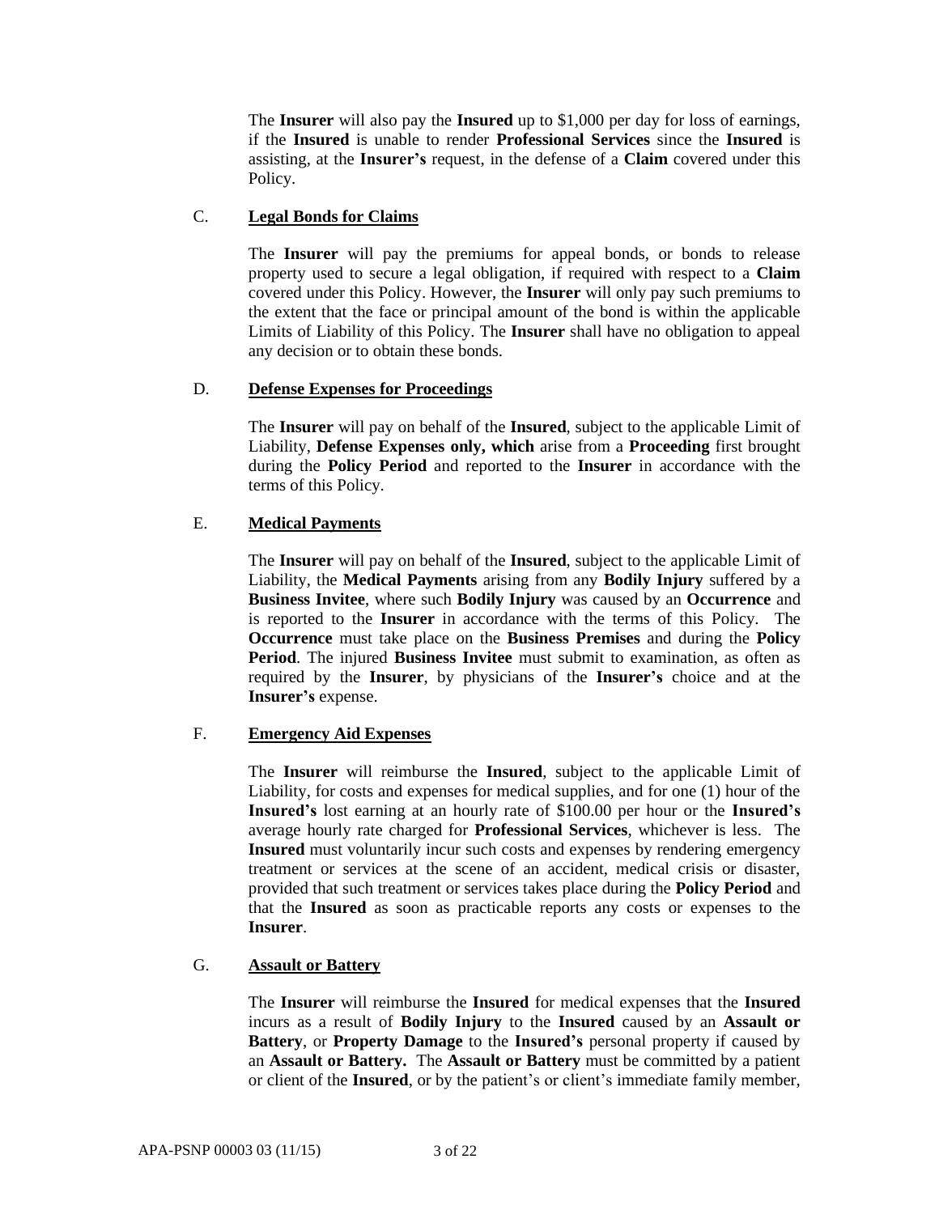The **Insurer** will also pay the **Insured** up to $1,000 per day for loss of earnings, if the **Insured** is unable to render **Professional Services** since the **Insured** is assisting, at the **Insurer's** request, in the defense of a **Claim** covered under this Policy.

C. **Legal Bonds for Claims**

The **Insurer** will pay the premiums for appeal bonds, or bonds to release property used to secure a legal obligation, if required with respect to a **Claim** covered under this Policy. However, the **Insurer** will only pay such premiums to the extent that the face or principal amount of the bond is within the applicable Limits of Liability of this Policy. The **Insurer** shall have no obligation to appeal any decision or to obtain these bonds.

D. **Defense Expenses for Proceedings**

The **Insurer** will pay on behalf of the **Insured**, subject to the applicable Limit of Liability, **Defense Expenses only, which** arise from a **Proceeding** first brought during the **Policy Period** and reported to the **Insurer** in accordance with the terms of this Policy.

E. **Medical Payments**

The **Insurer** will pay on behalf of the **Insured**, subject to the applicable Limit of Liability, the **Medical Payments** arising from any **Bodily Injury** suffered by a **Business Invitee**, where such **Bodily Injury** was caused by an **Occurrence** and is reported to the **Insurer** in accordance with the terms of this Policy. The **Occurrence** must take place on the **Business Premises** and during the **Policy Period**. The injured **Business Invitee** must submit to examination, as often as required by the **Insurer**, by physicians of the **Insurer's** choice and at the **Insurer's** expense.

F. **Emergency Aid Expenses**

The **Insurer** will reimburse the **Insured**, subject to the applicable Limit of Liability, for costs and expenses for medical supplies, and for one (1) hour of the **Insured's** lost earning at an hourly rate of $100.00 per hour or the **Insured's** average hourly rate charged for **Professional Services**, whichever is less. The **Insured** must voluntarily incur such costs and expenses by rendering emergency treatment or services at the scene of an accident, medical crisis or disaster, provided that such treatment or services takes place during the **Policy Period** and that the **Insured** as soon as practicable reports any costs or expenses to the **Insurer**.

G. **Assault or Battery**

The **Insurer** will reimburse the **Insured** for medical expenses that the **Insured** incurs as a result of **Bodily Injury** to the **Insured** caused by an **Assault or Battery**, or **Property Damage** to the **Insured's** personal property if caused by an **Assault or Battery.** The **Assault or Battery** must be committed by a patient or client of the **Insured**, or by the patient's or client's immediate family member,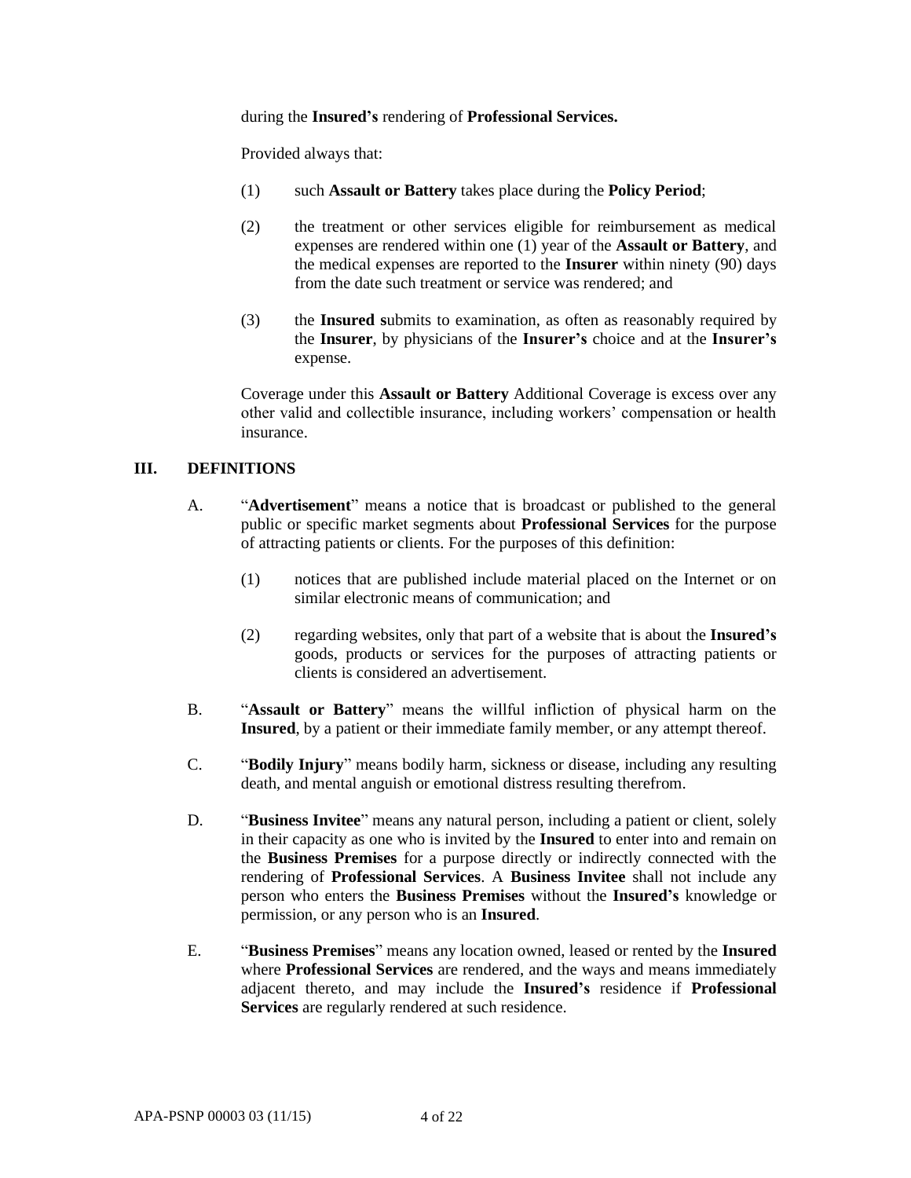during the **Insured's** rendering of **Professional Services.**

Provided always that:

(1) such **Assault or Battery** takes place during the **Policy Period**;

(2) the treatment or other services eligible for reimbursement as medical expenses are rendered within one (1) year of the **Assault or Battery**, and the medical expenses are reported to the **Insurer** within ninety (90) days from the date such treatment or service was rendered; and

(3) the **Insured s**ubmits to examination, as often as reasonably required by the **Insurer**, by physicians of the **Insurer's** choice and at the **Insurer's** expense.

Coverage under this **Assault or Battery** Additional Coverage is excess over any other valid and collectible insurance, including workers' compensation or health insurance.

## III. DEFINITIONS

A. "**Advertisement**" means a notice that is broadcast or published to the general public or specific market segments about **Professional Services** for the purpose of attracting patients or clients. For the purposes of this definition:

(1) notices that are published include material placed on the Internet or on similar electronic means of communication; and

(2) regarding websites, only that part of a website that is about the **Insured's** goods, products or services for the purposes of attracting patients or clients is considered an advertisement.

B. "**Assault or Battery**" means the willful infliction of physical harm on the **Insured**, by a patient or their immediate family member, or any attempt thereof.

C. "**Bodily Injury**" means bodily harm, sickness or disease, including any resulting death, and mental anguish or emotional distress resulting therefrom.

D. "**Business Invitee**" means any natural person, including a patient or client, solely in their capacity as one who is invited by the **Insured** to enter into and remain on the **Business Premises** for a purpose directly or indirectly connected with the rendering of **Professional Services**. A **Business Invitee** shall not include any person who enters the **Business Premises** without the **Insured's** knowledge or permission, or any person who is an **Insured**.

E. "**Business Premises**" means any location owned, leased or rented by the **Insured** where **Professional Services** are rendered, and the ways and means immediately adjacent thereto, and may include the **Insured's** residence if **Professional Services** are regularly rendered at such residence.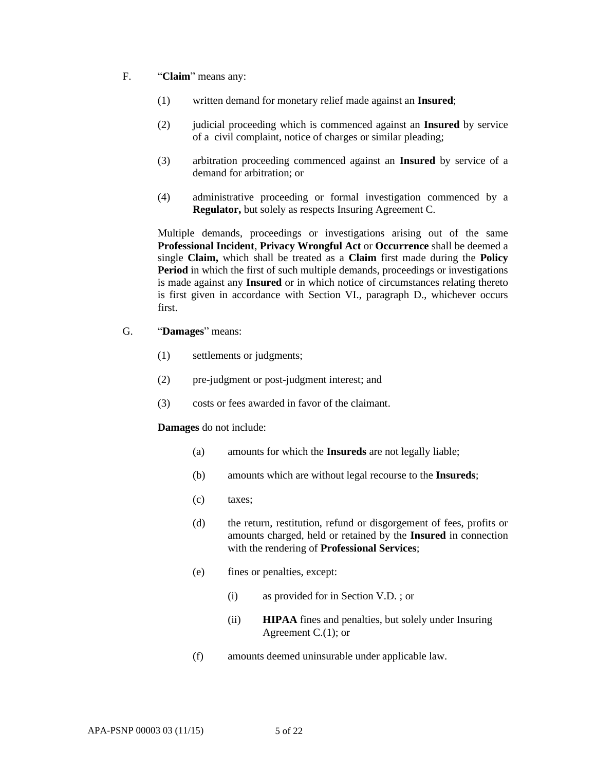F. "**Claim**" means any:

(1) written demand for monetary relief made against an **Insured**;

(2) judicial proceeding which is commenced against an **Insured** by service of a civil complaint, notice of charges or similar pleading;

(3) arbitration proceeding commenced against an **Insured** by service of a demand for arbitration; or

(4) administrative proceeding or formal investigation commenced by a **Regulator,** but solely as respects Insuring Agreement C.

Multiple demands, proceedings or investigations arising out of the same **Professional Incident**, **Privacy Wrongful Act** or **Occurrence** shall be deemed a single **Claim,** which shall be treated as a **Claim** first made during the **Policy Period** in which the first of such multiple demands, proceedings or investigations is made against any **Insured** or in which notice of circumstances relating thereto is first given in accordance with Section VI., paragraph D., whichever occurs first.

G. "**Damages**" means:

(1) settlements or judgments;

(2) pre-judgment or post-judgment interest; and

(3) costs or fees awarded in favor of the claimant.

**Damages** do not include:

(a) amounts for which the **Insureds** are not legally liable;

(b) amounts which are without legal recourse to the **Insureds**;

(c) taxes;

(d) the return, restitution, refund or disgorgement of fees, profits or amounts charged, held or retained by the **Insured** in connection with the rendering of **Professional Services**;

(e) fines or penalties, except:

(i) as provided for in Section V.D. ; or

(ii) **HIPAA** fines and penalties, but solely under Insuring Agreement C.(1); or

(f) amounts deemed uninsurable under applicable law.

APA-PSNP 00003 03 (11/15)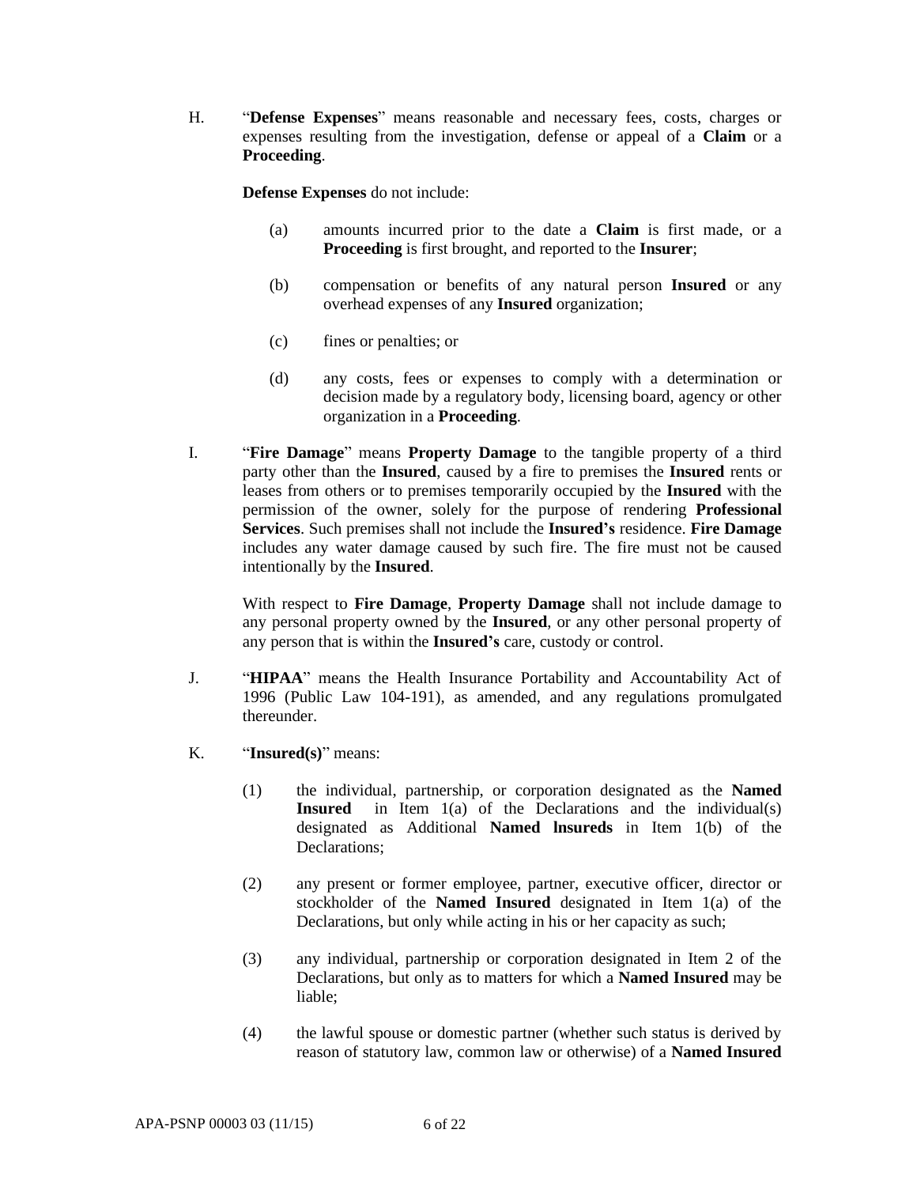H. "**Defense Expenses**" means reasonable and necessary fees, costs, charges or expenses resulting from the investigation, defense or appeal of a **Claim** or a **Proceeding**.

**Defense Expenses** do not include:

(a) amounts incurred prior to the date a **Claim** is first made, or a **Proceeding** is first brought, and reported to the **Insurer**;

(b) compensation or benefits of any natural person **Insured** or any overhead expenses of any **Insured** organization;

(c) fines or penalties; or

(d) any costs, fees or expenses to comply with a determination or decision made by a regulatory body, licensing board, agency or other organization in a **Proceeding**.

I. "**Fire Damage**" means **Property Damage** to the tangible property of a third party other than the **Insured**, caused by a fire to premises the **Insured** rents or leases from others or to premises temporarily occupied by the **Insured** with the permission of the owner, solely for the purpose of rendering **Professional Services**. Such premises shall not include the **Insured's** residence. **Fire Damage** includes any water damage caused by such fire. The fire must not be caused intentionally by the **Insured**.

With respect to **Fire Damage**, **Property Damage** shall not include damage to any personal property owned by the **Insured**, or any other personal property of any person that is within the **Insured's** care, custody or control.

J. "**HIPAA**" means the Health Insurance Portability and Accountability Act of 1996 (Public Law 104-191), as amended, and any regulations promulgated thereunder.

K. "**Insured(s)**" means:

(1) the individual, partnership, or corporation designated as the **Named Insured** in Item 1(a) of the Declarations and the individual(s) designated as Additional **Named lnsureds** in Item 1(b) of the Declarations;

(2) any present or former employee, partner, executive officer, director or stockholder of the **Named Insured** designated in Item 1(a) of the Declarations, but only while acting in his or her capacity as such;

(3) any individual, partnership or corporation designated in Item 2 of the Declarations, but only as to matters for which a **Named Insured** may be liable;

(4) the lawful spouse or domestic partner (whether such status is derived by reason of statutory law, common law or otherwise) of a **Named Insured**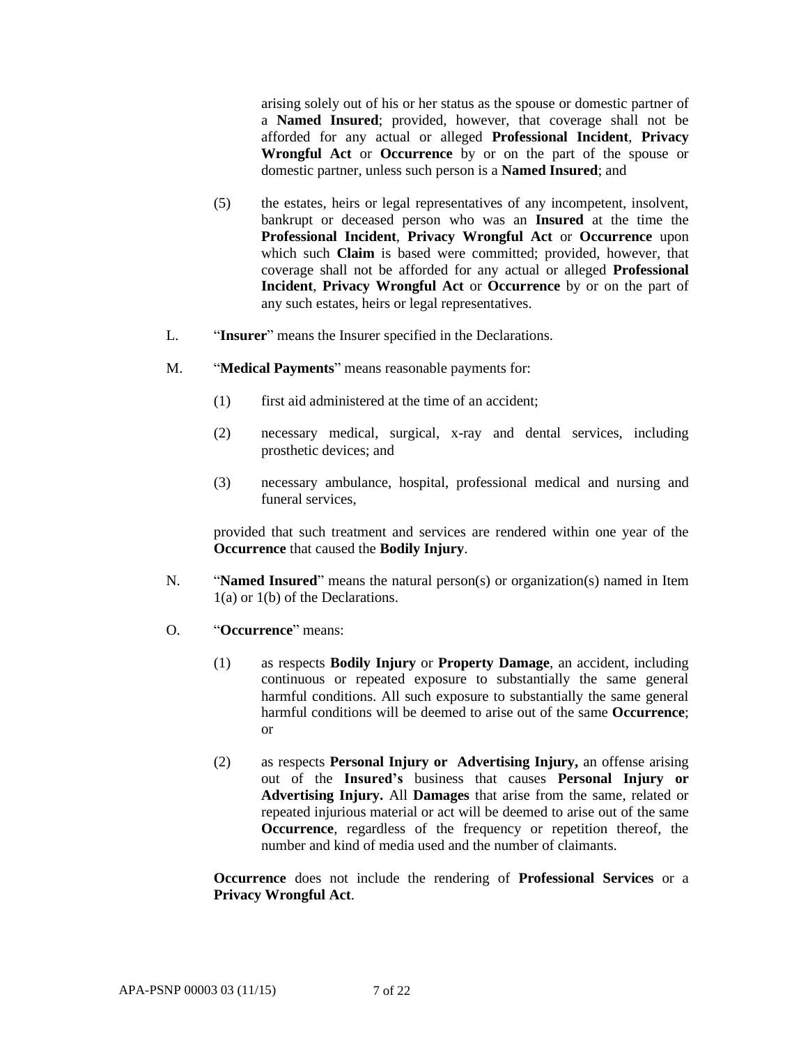arising solely out of his or her status as the spouse or domestic partner of a **Named Insured**; provided, however, that coverage shall not be afforded for any actual or alleged **Professional Incident**, **Privacy Wrongful Act** or **Occurrence** by or on the part of the spouse or domestic partner, unless such person is a **Named Insured**; and

(5) the estates, heirs or legal representatives of any incompetent, insolvent, bankrupt or deceased person who was an **Insured** at the time the **Professional Incident**, **Privacy Wrongful Act** or **Occurrence** upon which such **Claim** is based were committed; provided, however, that coverage shall not be afforded for any actual or alleged **Professional Incident**, **Privacy Wrongful Act** or **Occurrence** by or on the part of any such estates, heirs or legal representatives.

L. "**Insurer**" means the Insurer specified in the Declarations.

M. "**Medical Payments**" means reasonable payments for:

(1) first aid administered at the time of an accident;

(2) necessary medical, surgical, x-ray and dental services, including prosthetic devices; and

(3) necessary ambulance, hospital, professional medical and nursing and funeral services,

provided that such treatment and services are rendered within one year of the **Occurrence** that caused the **Bodily Injury**.

N. "**Named Insured**" means the natural person(s) or organization(s) named in Item 1(a) or 1(b) of the Declarations.

O. "**Occurrence**" means:

(1) as respects **Bodily Injury** or **Property Damage**, an accident, including continuous or repeated exposure to substantially the same general harmful conditions. All such exposure to substantially the same general harmful conditions will be deemed to arise out of the same **Occurrence**; or

(2) as respects **Personal Injury or Advertising Injury,** an offense arising out of the **Insured's** business that causes **Personal Injury or Advertising Injury.** All **Damages** that arise from the same, related or repeated injurious material or act will be deemed to arise out of the same **Occurrence**, regardless of the frequency or repetition thereof, the number and kind of media used and the number of claimants.

**Occurrence** does not include the rendering of **Professional Services** or a **Privacy Wrongful Act**.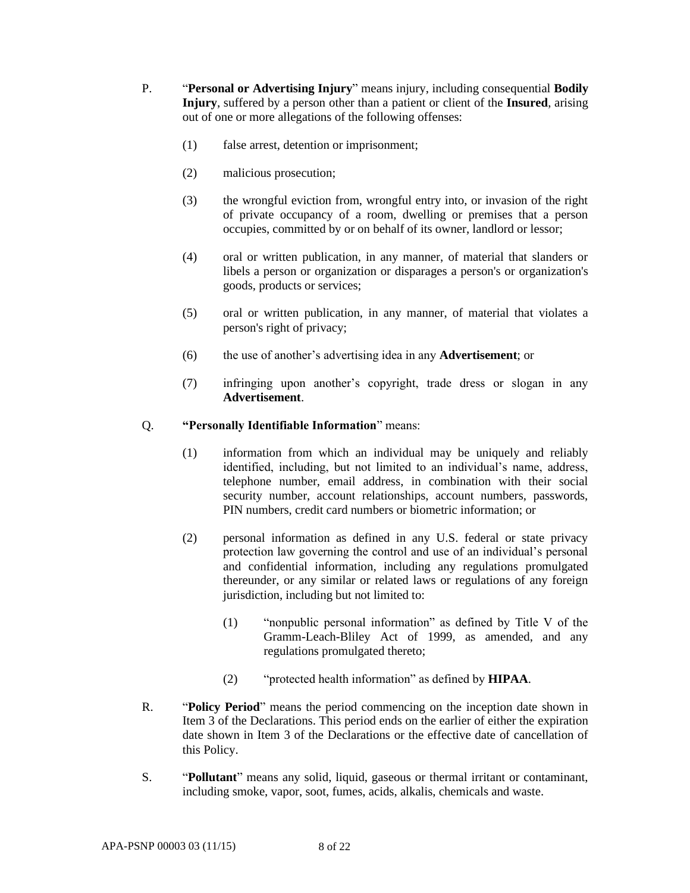P. "**Personal or Advertising Injury**" means injury, including consequential **Bodily Injury**, suffered by a person other than a patient or client of the **Insured**, arising out of one or more allegations of the following offenses:

   (1) false arrest, detention or imprisonment;

   (2) malicious prosecution;

   (3) the wrongful eviction from, wrongful entry into, or invasion of the right of private occupancy of a room, dwelling or premises that a person occupies, committed by or on behalf of its owner, landlord or lessor;

   (4) oral or written publication, in any manner, of material that slanders or libels a person or organization or disparages a person's or organization's goods, products or services;

   (5) oral or written publication, in any manner, of material that violates a person's right of privacy;

   (6) the use of another's advertising idea in any **Advertisement**; or

   (7) infringing upon another's copyright, trade dress or slogan in any **Advertisement**.

Q. **"Personally Identifiable Information"** means:

   (1) information from which an individual may be uniquely and reliably identified, including, but not limited to an individual's name, address, telephone number, email address, in combination with their social security number, account relationships, account numbers, passwords, PIN numbers, credit card numbers or biometric information; or

   (2) personal information as defined in any U.S. federal or state privacy protection law governing the control and use of an individual's personal and confidential information, including any regulations promulgated thereunder, or any similar or related laws or regulations of any foreign jurisdiction, including but not limited to:

      (1) "nonpublic personal information" as defined by Title V of the Gramm-Leach-Bliley Act of 1999, as amended, and any regulations promulgated thereto;

      (2) "protected health information" as defined by **HIPAA**.

R. "**Policy Period**" means the period commencing on the inception date shown in Item 3 of the Declarations. This period ends on the earlier of either the expiration date shown in Item 3 of the Declarations or the effective date of cancellation of this Policy.

S. "**Pollutant**" means any solid, liquid, gaseous or thermal irritant or contaminant, including smoke, vapor, soot, fumes, acids, alkalis, chemicals and waste.

APA-PSNP 00003 03 (11/15)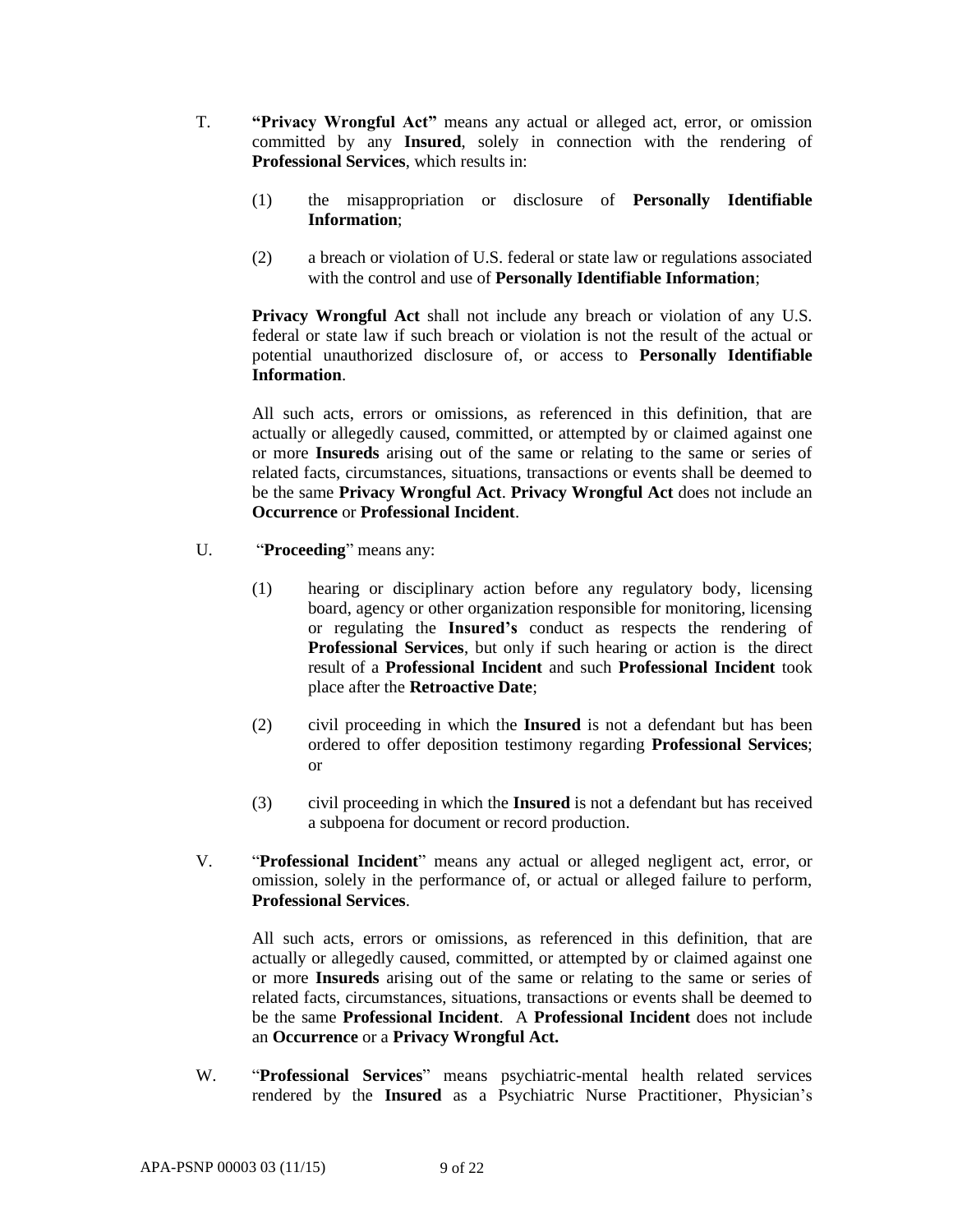T. **"Privacy Wrongful Act"** means any actual or alleged act, error, or omission committed by any **Insured**, solely in connection with the rendering of **Professional Services**, which results in:

   (1) the misappropriation or disclosure of **Personally Identifiable Information**;

   (2) a breach or violation of U.S. federal or state law or regulations associated with the control and use of **Personally Identifiable Information**;

   **Privacy Wrongful Act** shall not include any breach or violation of any U.S. federal or state law if such breach or violation is not the result of the actual or potential unauthorized disclosure of, or access to **Personally Identifiable Information**.

   All such acts, errors or omissions, as referenced in this definition, that are actually or allegedly caused, committed, or attempted by or claimed against one or more **Insureds** arising out of the same or relating to the same or series of related facts, circumstances, situations, transactions or events shall be deemed to be the same **Privacy Wrongful Act**. **Privacy Wrongful Act** does not include an **Occurrence** or **Professional Incident**.

U. "**Proceeding**" means any:

   (1) hearing or disciplinary action before any regulatory body, licensing board, agency or other organization responsible for monitoring, licensing or regulating the **Insured's** conduct as respects the rendering of **Professional Services**, but only if such hearing or action is the direct result of a **Professional Incident** and such **Professional Incident** took place after the **Retroactive Date**;

   (2) civil proceeding in which the **Insured** is not a defendant but has been ordered to offer deposition testimony regarding **Professional Services**; or

   (3) civil proceeding in which the **Insured** is not a defendant but has received a subpoena for document or record production.

V. "**Professional Incident**" means any actual or alleged negligent act, error, or omission, solely in the performance of, or actual or alleged failure to perform, **Professional Services**.

   All such acts, errors or omissions, as referenced in this definition, that are actually or allegedly caused, committed, or attempted by or claimed against one or more **Insureds** arising out of the same or relating to the same or series of related facts, circumstances, situations, transactions or events shall be deemed to be the same **Professional Incident**. A **Professional Incident** does not include an **Occurrence** or a **Privacy Wrongful Act.**

W. "**Professional Services**" means psychiatric-mental health related services rendered by the **Insured** as a Psychiatric Nurse Practitioner, Physician's

APA-PSNP 00003 03 (11/15)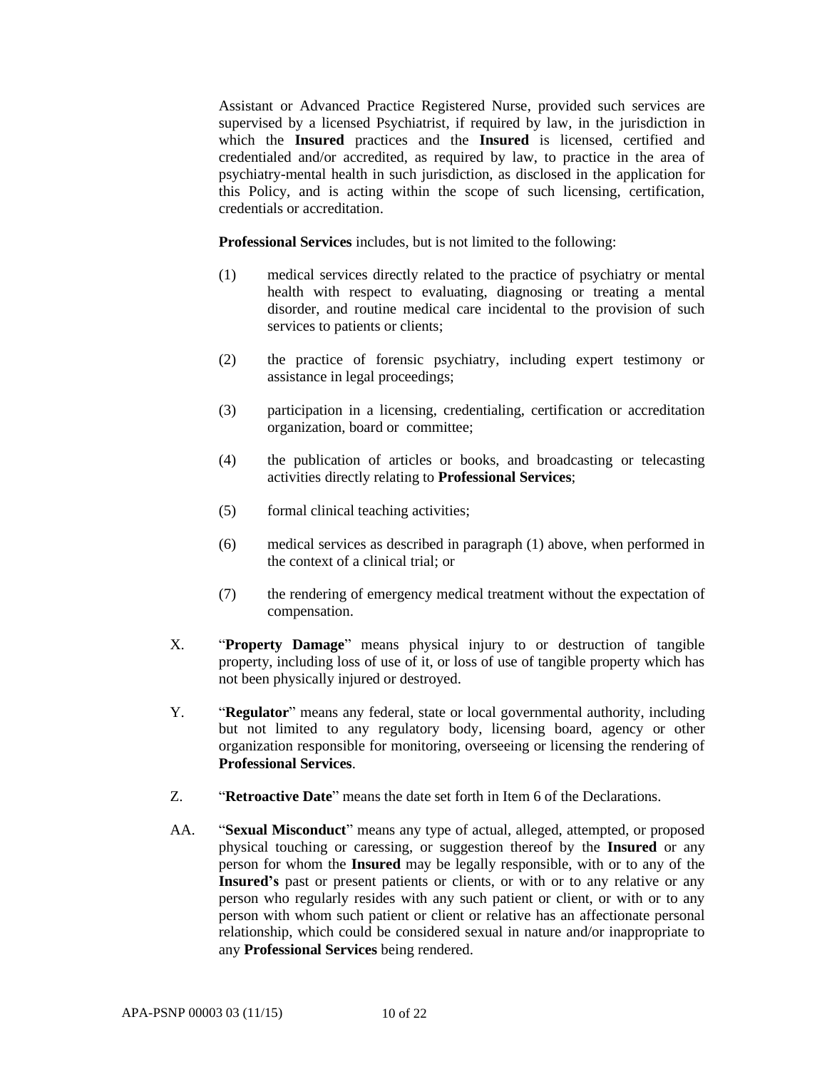Assistant or Advanced Practice Registered Nurse, provided such services are supervised by a licensed Psychiatrist, if required by law, in the jurisdiction in which the **Insured** practices and the **Insured** is licensed, certified and credentialed and/or accredited, as required by law, to practice in the area of psychiatry-mental health in such jurisdiction, as disclosed in the application for this Policy, and is acting within the scope of such licensing, certification, credentials or accreditation.

**Professional Services** includes, but is not limited to the following:

(1) medical services directly related to the practice of psychiatry or mental health with respect to evaluating, diagnosing or treating a mental disorder, and routine medical care incidental to the provision of such services to patients or clients;

(2) the practice of forensic psychiatry, including expert testimony or assistance in legal proceedings;

(3) participation in a licensing, credentialing, certification or accreditation organization, board or committee;

(4) the publication of articles or books, and broadcasting or telecasting activities directly relating to **Professional Services**;

(5) formal clinical teaching activities;

(6) medical services as described in paragraph (1) above, when performed in the context of a clinical trial; or

(7) the rendering of emergency medical treatment without the expectation of compensation.

X. "**Property Damage**" means physical injury to or destruction of tangible property, including loss of use of it, or loss of use of tangible property which has not been physically injured or destroyed.

Y. "**Regulator**" means any federal, state or local governmental authority, including but not limited to any regulatory body, licensing board, agency or other organization responsible for monitoring, overseeing or licensing the rendering of **Professional Services**.

Z. "**Retroactive Date**" means the date set forth in Item 6 of the Declarations.

AA. "**Sexual Misconduct**" means any type of actual, alleged, attempted, or proposed physical touching or caressing, or suggestion thereof by the **Insured** or any person for whom the **Insured** may be legally responsible, with or to any of the **Insured's** past or present patients or clients, or with or to any relative or any person who regularly resides with any such patient or client, or with or to any person with whom such patient or client or relative has an affectionate personal relationship, which could be considered sexual in nature and/or inappropriate to any **Professional Services** being rendered.

APA-PSNP 00003 03 (11/15)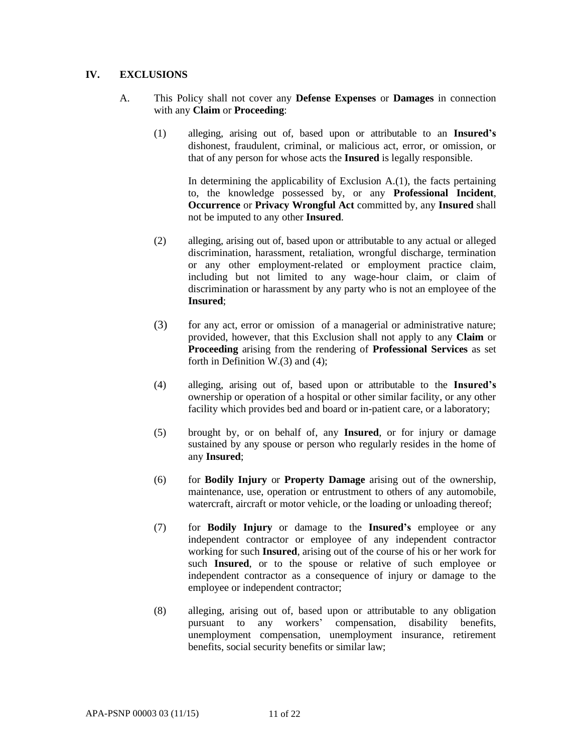## IV. EXCLUSIONS

A. This Policy shall not cover any **Defense Expenses** or **Damages** in connection with any **Claim** or **Proceeding**:

(1) alleging, arising out of, based upon or attributable to an **Insured's** dishonest, fraudulent, criminal, or malicious act, error, or omission, or that of any person for whose acts the **Insured** is legally responsible.

In determining the applicability of Exclusion A.(1), the facts pertaining to, the knowledge possessed by, or any **Professional Incident**, **Occurrence** or **Privacy Wrongful Act** committed by, any **Insured** shall not be imputed to any other **Insured**.

(2) alleging, arising out of, based upon or attributable to any actual or alleged discrimination, harassment, retaliation, wrongful discharge, termination or any other employment-related or employment practice claim, including but not limited to any wage-hour claim, or claim of discrimination or harassment by any party who is not an employee of the **Insured**;

(3) for any act, error or omission of a managerial or administrative nature; provided, however, that this Exclusion shall not apply to any **Claim** or **Proceeding** arising from the rendering of **Professional Services** as set forth in Definition W.(3) and (4);

(4) alleging, arising out of, based upon or attributable to the **Insured's** ownership or operation of a hospital or other similar facility, or any other facility which provides bed and board or in-patient care, or a laboratory;

(5) brought by, or on behalf of, any **Insured**, or for injury or damage sustained by any spouse or person who regularly resides in the home of any **Insured**;

(6) for **Bodily Injury** or **Property Damage** arising out of the ownership, maintenance, use, operation or entrustment to others of any automobile, watercraft, aircraft or motor vehicle, or the loading or unloading thereof;

(7) for **Bodily Injury** or damage to the **Insured's** employee or any independent contractor or employee of any independent contractor working for such **Insured**, arising out of the course of his or her work for such **Insured**, or to the spouse or relative of such employee or independent contractor as a consequence of injury or damage to the employee or independent contractor;

(8) alleging, arising out of, based upon or attributable to any obligation pursuant to any workers' compensation, disability benefits, unemployment compensation, unemployment insurance, retirement benefits, social security benefits or similar law;

APA-PSNP 00003 03 (11/15)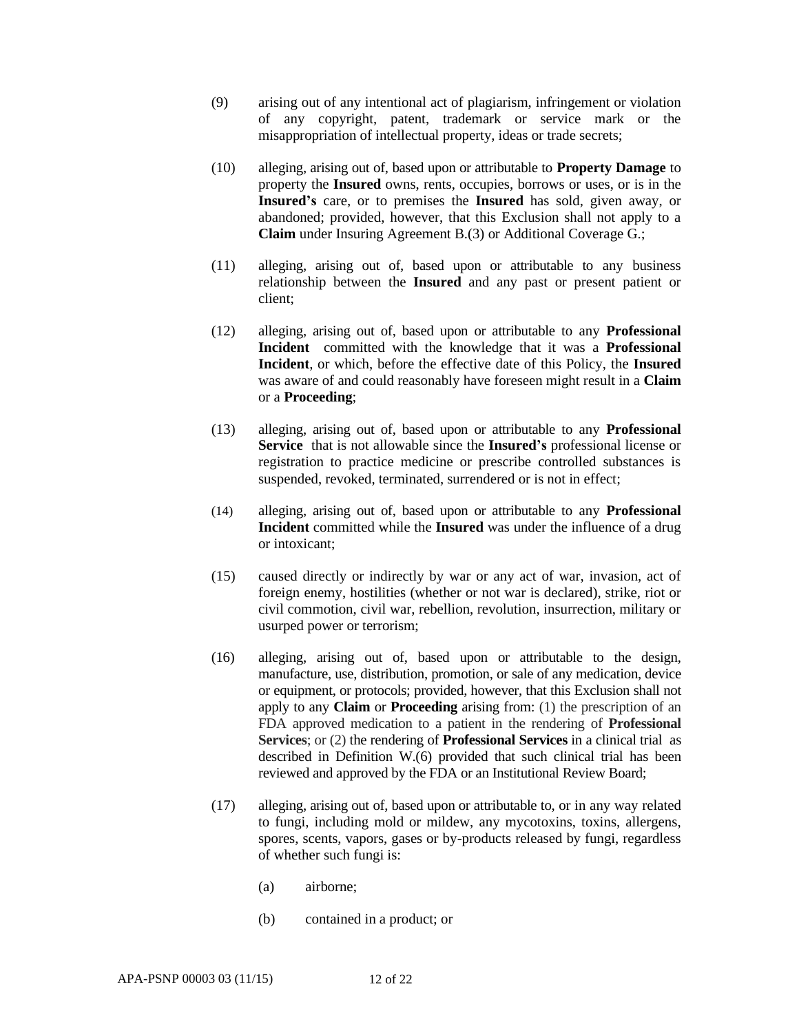(9) arising out of any intentional act of plagiarism, infringement or violation of any copyright, patent, trademark or service mark or the misappropriation of intellectual property, ideas or trade secrets;

(10) alleging, arising out of, based upon or attributable to **Property Damage** to property the **Insured** owns, rents, occupies, borrows or uses, or is in the **Insured's** care, or to premises the **Insured** has sold, given away, or abandoned; provided, however, that this Exclusion shall not apply to a **Claim** under Insuring Agreement B.(3) or Additional Coverage G.;

(11) alleging, arising out of, based upon or attributable to any business relationship between the **Insured** and any past or present patient or client;

(12) alleging, arising out of, based upon or attributable to any **Professional Incident** committed with the knowledge that it was a **Professional Incident**, or which, before the effective date of this Policy, the **Insured** was aware of and could reasonably have foreseen might result in a **Claim** or a **Proceeding**;

(13) alleging, arising out of, based upon or attributable to any **Professional Service** that is not allowable since the **Insured's** professional license or registration to practice medicine or prescribe controlled substances is suspended, revoked, terminated, surrendered or is not in effect;

(14) alleging, arising out of, based upon or attributable to any **Professional Incident** committed while the **Insured** was under the influence of a drug or intoxicant;

(15) caused directly or indirectly by war or any act of war, invasion, act of foreign enemy, hostilities (whether or not war is declared), strike, riot or civil commotion, civil war, rebellion, revolution, insurrection, military or usurped power or terrorism;

(16) alleging, arising out of, based upon or attributable to the design, manufacture, use, distribution, promotion, or sale of any medication, device or equipment, or protocols; provided, however, that this Exclusion shall not apply to any **Claim** or **Proceeding** arising from: (1) the prescription of an FDA approved medication to a patient in the rendering of **Professional Services**; or (2) the rendering of **Professional Services** in a clinical trial as described in Definition W.(6) provided that such clinical trial has been reviewed and approved by the FDA or an Institutional Review Board;

(17) alleging, arising out of, based upon or attributable to, or in any way related to fungi, including mold or mildew, any mycotoxins, toxins, allergens, spores, scents, vapors, gases or by-products released by fungi, regardless of whether such fungi is:

   (a) airborne;

   (b) contained in a product; or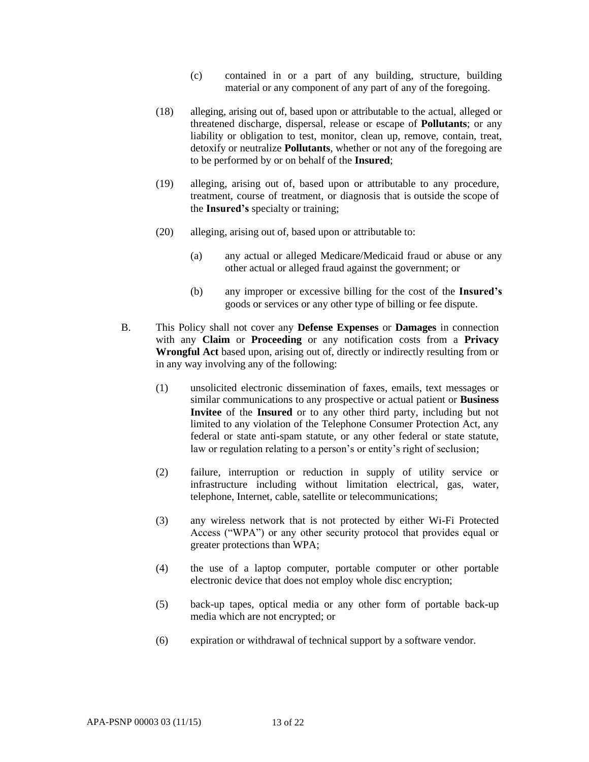(c) contained in or a part of any building, structure, building material or any component of any part of any of the foregoing.

(18) alleging, arising out of, based upon or attributable to the actual, alleged or threatened discharge, dispersal, release or escape of **Pollutants**; or any liability or obligation to test, monitor, clean up, remove, contain, treat, detoxify or neutralize **Pollutants**, whether or not any of the foregoing are to be performed by or on behalf of the **Insured**;

(19) alleging, arising out of, based upon or attributable to any procedure, treatment, course of treatment, or diagnosis that is outside the scope of the **Insured's** specialty or training;

(20) alleging, arising out of, based upon or attributable to:

(a) any actual or alleged Medicare/Medicaid fraud or abuse or any other actual or alleged fraud against the government; or

(b) any improper or excessive billing for the cost of the **Insured's** goods or services or any other type of billing or fee dispute.

B. This Policy shall not cover any **Defense Expenses** or **Damages** in connection with any **Claim** or **Proceeding** or any notification costs from a **Privacy Wrongful Act** based upon, arising out of, directly or indirectly resulting from or in any way involving any of the following:

(1) unsolicited electronic dissemination of faxes, emails, text messages or similar communications to any prospective or actual patient or **Business Invitee** of the **Insured** or to any other third party, including but not limited to any violation of the Telephone Consumer Protection Act, any federal or state anti-spam statute, or any other federal or state statute, law or regulation relating to a person's or entity's right of seclusion;

(2) failure, interruption or reduction in supply of utility service or infrastructure including without limitation electrical, gas, water, telephone, Internet, cable, satellite or telecommunications;

(3) any wireless network that is not protected by either Wi-Fi Protected Access ("WPA") or any other security protocol that provides equal or greater protections than WPA;

(4) the use of a laptop computer, portable computer or other portable electronic device that does not employ whole disc encryption;

(5) back-up tapes, optical media or any other form of portable back-up media which are not encrypted; or

(6) expiration or withdrawal of technical support by a software vendor.

APA-PSNP 00003 03 (11/15)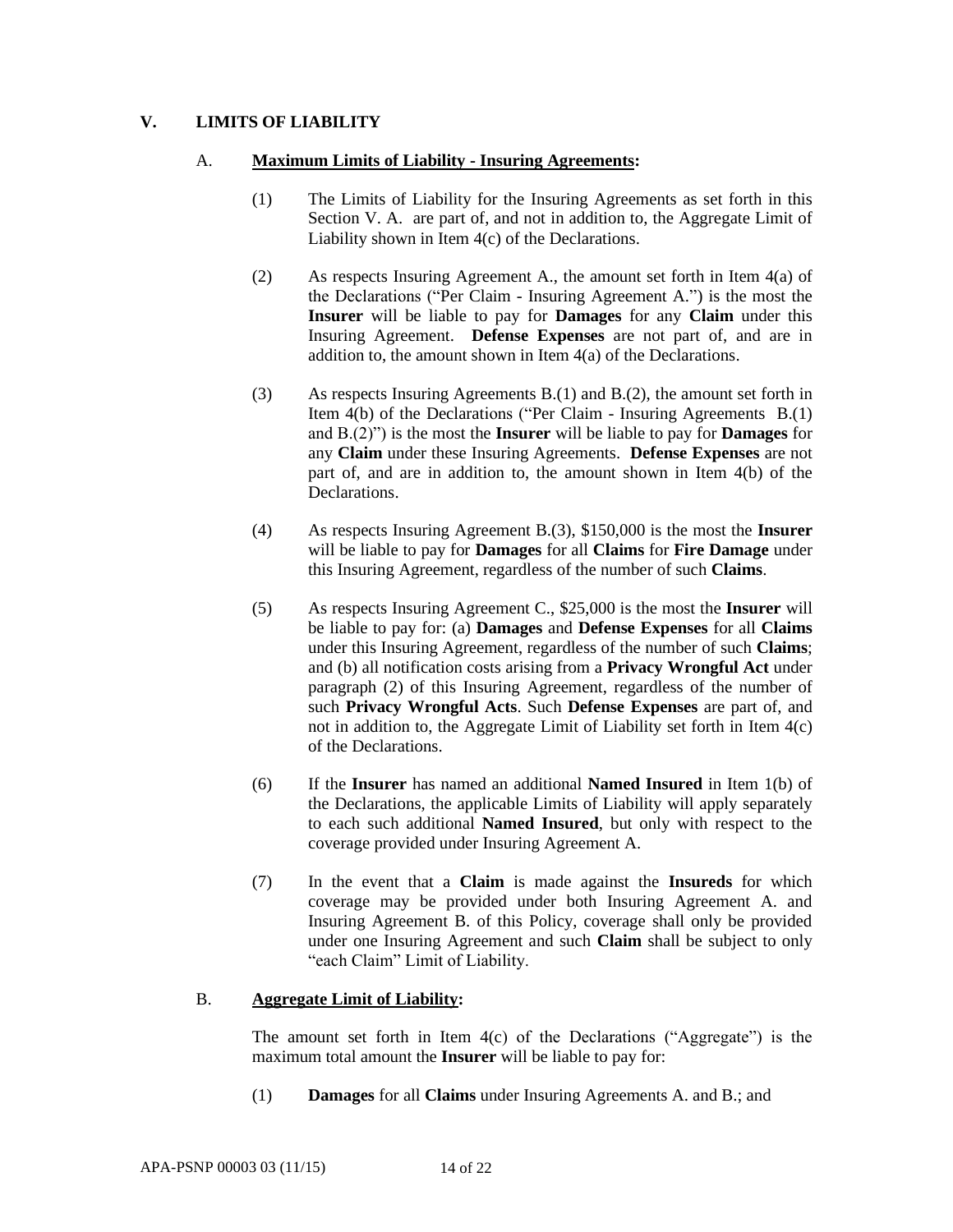## V. LIMITS OF LIABILITY

A. **Maximum Limits of Liability - Insuring Agreements:**

(1) The Limits of Liability for the Insuring Agreements as set forth in this Section V. A. are part of, and not in addition to, the Aggregate Limit of Liability shown in Item 4(c) of the Declarations.

(2) As respects Insuring Agreement A., the amount set forth in Item 4(a) of the Declarations ("Per Claim - Insuring Agreement A.") is the most the **Insurer** will be liable to pay for **Damages** for any **Claim** under this Insuring Agreement. **Defense Expenses** are not part of, and are in addition to, the amount shown in Item 4(a) of the Declarations.

(3) As respects Insuring Agreements B.(1) and B.(2), the amount set forth in Item 4(b) of the Declarations ("Per Claim - Insuring Agreements B.(1) and B.(2)") is the most the **Insurer** will be liable to pay for **Damages** for any **Claim** under these Insuring Agreements. **Defense Expenses** are not part of, and are in addition to, the amount shown in Item 4(b) of the Declarations.

(4) As respects Insuring Agreement B.(3), $150,000 is the most the **Insurer** will be liable to pay for **Damages** for all **Claims** for **Fire Damage** under this Insuring Agreement, regardless of the number of such **Claims**.

(5) As respects Insuring Agreement C., $25,000 is the most the **Insurer** will be liable to pay for: (a) **Damages** and **Defense Expenses** for all **Claims** under this Insuring Agreement, regardless of the number of such **Claims**; and (b) all notification costs arising from a **Privacy Wrongful Act** under paragraph (2) of this Insuring Agreement, regardless of the number of such **Privacy Wrongful Acts**. Such **Defense Expenses** are part of, and not in addition to, the Aggregate Limit of Liability set forth in Item 4(c) of the Declarations.

(6) If the **Insurer** has named an additional **Named Insured** in Item 1(b) of the Declarations, the applicable Limits of Liability will apply separately to each such additional **Named Insured**, but only with respect to the coverage provided under Insuring Agreement A.

(7) In the event that a **Claim** is made against the **Insureds** for which coverage may be provided under both Insuring Agreement A. and Insuring Agreement B. of this Policy, coverage shall only be provided under one Insuring Agreement and such **Claim** shall be subject to only "each Claim" Limit of Liability.

B. **Aggregate Limit of Liability:**

The amount set forth in Item 4(c) of the Declarations ("Aggregate") is the maximum total amount the **Insurer** will be liable to pay for:

(1) **Damages** for all **Claims** under Insuring Agreements A. and B.; and

APA-PSNP 00003 03 (11/15)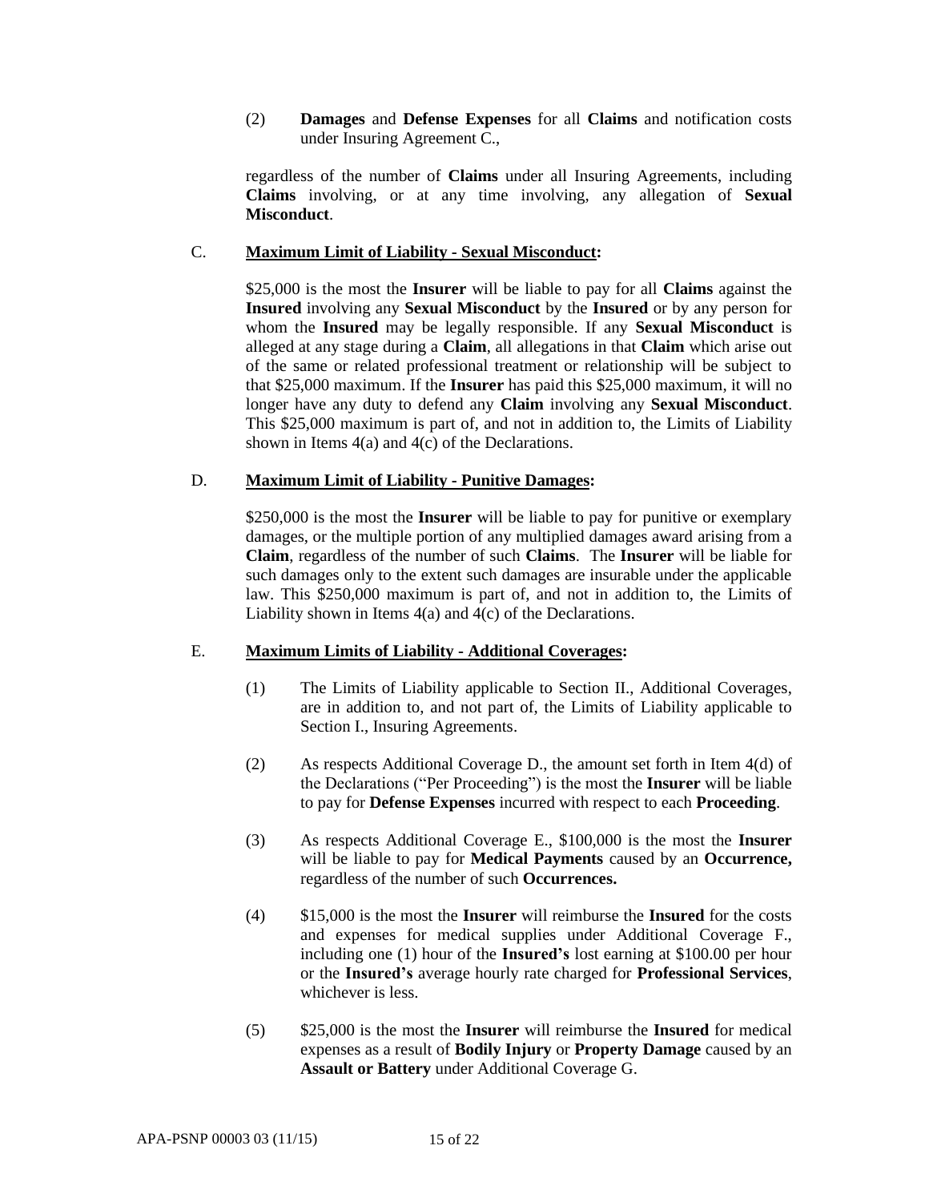(2) **Damages** and **Defense Expenses** for all **Claims** and notification costs under Insuring Agreement C.,

regardless of the number of **Claims** under all Insuring Agreements, including **Claims** involving, or at any time involving, any allegation of **Sexual Misconduct**.

C. **Maximum Limit of Liability - Sexual Misconduct:**

$25,000 is the most the **Insurer** will be liable to pay for all **Claims** against the **Insured** involving any **Sexual Misconduct** by the **Insured** or by any person for whom the **Insured** may be legally responsible. If any **Sexual Misconduct** is alleged at any stage during a **Claim**, all allegations in that **Claim** which arise out of the same or related professional treatment or relationship will be subject to that $25,000 maximum. If the **Insurer** has paid this $25,000 maximum, it will no longer have any duty to defend any **Claim** involving any **Sexual Misconduct**. This $25,000 maximum is part of, and not in addition to, the Limits of Liability shown in Items 4(a) and 4(c) of the Declarations.

D. **Maximum Limit of Liability - Punitive Damages:**

$250,000 is the most the **Insurer** will be liable to pay for punitive or exemplary damages, or the multiple portion of any multiplied damages award arising from a **Claim**, regardless of the number of such **Claims**. The **Insurer** will be liable for such damages only to the extent such damages are insurable under the applicable law. This $250,000 maximum is part of, and not in addition to, the Limits of Liability shown in Items 4(a) and 4(c) of the Declarations.

E. **Maximum Limits of Liability - Additional Coverages:**

(1) The Limits of Liability applicable to Section II., Additional Coverages, are in addition to, and not part of, the Limits of Liability applicable to Section I., Insuring Agreements.

(2) As respects Additional Coverage D., the amount set forth in Item 4(d) of the Declarations ("Per Proceeding") is the most the **Insurer** will be liable to pay for **Defense Expenses** incurred with respect to each **Proceeding**.

(3) As respects Additional Coverage E., $100,000 is the most the **Insurer** will be liable to pay for **Medical Payments** caused by an **Occurrence,** regardless of the number of such **Occurrences.**

(4) $15,000 is the most the **Insurer** will reimburse the **Insured** for the costs and expenses for medical supplies under Additional Coverage F., including one (1) hour of the **Insured's** lost earning at $100.00 per hour or the **Insured's** average hourly rate charged for **Professional Services**, whichever is less.

(5) $25,000 is the most the **Insurer** will reimburse the **Insured** for medical expenses as a result of **Bodily Injury** or **Property Damage** caused by an **Assault or Battery** under Additional Coverage G.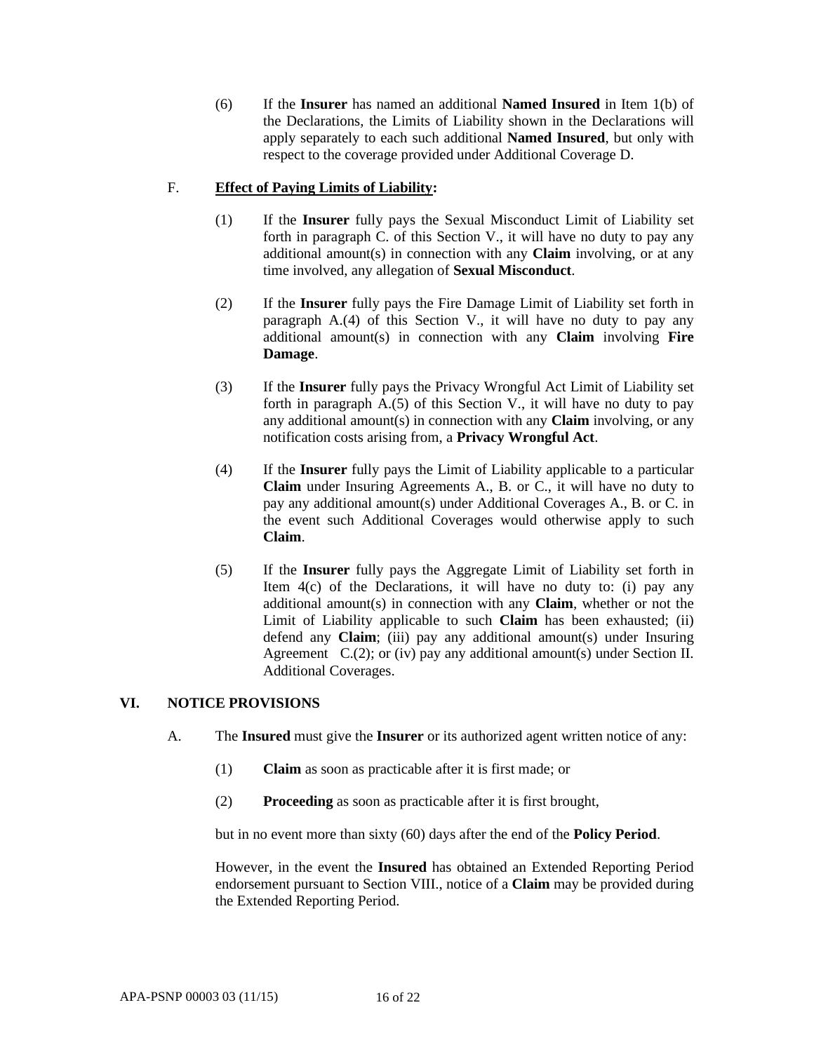(6) If the **Insurer** has named an additional **Named Insured** in Item 1(b) of the Declarations, the Limits of Liability shown in the Declarations will apply separately to each such additional **Named Insured**, but only with respect to the coverage provided under Additional Coverage D.

F. **Effect of Paying Limits of Liability:**

(1) If the **Insurer** fully pays the Sexual Misconduct Limit of Liability set forth in paragraph C. of this Section V., it will have no duty to pay any additional amount(s) in connection with any **Claim** involving, or at any time involved, any allegation of **Sexual Misconduct**.

(2) If the **Insurer** fully pays the Fire Damage Limit of Liability set forth in paragraph A.(4) of this Section V., it will have no duty to pay any additional amount(s) in connection with any **Claim** involving **Fire Damage**.

(3) If the **Insurer** fully pays the Privacy Wrongful Act Limit of Liability set forth in paragraph A.(5) of this Section V., it will have no duty to pay any additional amount(s) in connection with any **Claim** involving, or any notification costs arising from, a **Privacy Wrongful Act**.

(4) If the **Insurer** fully pays the Limit of Liability applicable to a particular **Claim** under Insuring Agreements A., B. or C., it will have no duty to pay any additional amount(s) under Additional Coverages A., B. or C. in the event such Additional Coverages would otherwise apply to such **Claim**.

(5) If the **Insurer** fully pays the Aggregate Limit of Liability set forth in Item 4(c) of the Declarations, it will have no duty to: (i) pay any additional amount(s) in connection with any **Claim**, whether or not the Limit of Liability applicable to such **Claim** has been exhausted; (ii) defend any **Claim**; (iii) pay any additional amount(s) under Insuring Agreement C.(2); or (iv) pay any additional amount(s) under Section II. Additional Coverages.

## VI. NOTICE PROVISIONS

A. The **Insured** must give the **Insurer** or its authorized agent written notice of any:

(1) **Claim** as soon as practicable after it is first made; or

(2) **Proceeding** as soon as practicable after it is first brought,

but in no event more than sixty (60) days after the end of the **Policy Period**.

However, in the event the **Insured** has obtained an Extended Reporting Period endorsement pursuant to Section VIII., notice of a **Claim** may be provided during the Extended Reporting Period.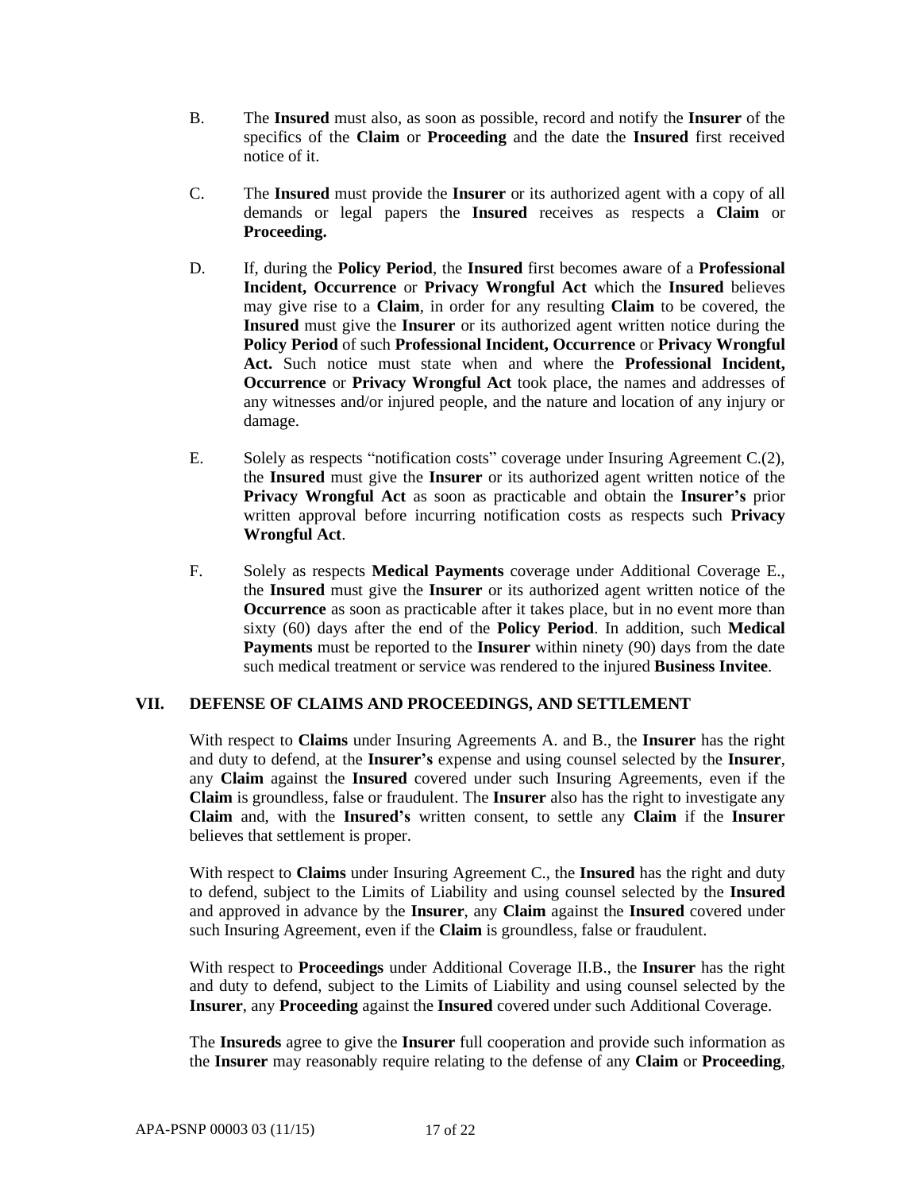B. The **Insured** must also, as soon as possible, record and notify the **Insurer** of the specifics of the **Claim** or **Proceeding** and the date the **Insured** first received notice of it.

C. The **Insured** must provide the **Insurer** or its authorized agent with a copy of all demands or legal papers the **Insured** receives as respects a **Claim** or **Proceeding.**

D. If, during the **Policy Period**, the **Insured** first becomes aware of a **Professional Incident, Occurrence** or **Privacy Wrongful Act** which the **Insured** believes may give rise to a **Claim**, in order for any resulting **Claim** to be covered, the **Insured** must give the **Insurer** or its authorized agent written notice during the **Policy Period** of such **Professional Incident, Occurrence** or **Privacy Wrongful Act.** Such notice must state when and where the **Professional Incident, Occurrence** or **Privacy Wrongful Act** took place, the names and addresses of any witnesses and/or injured people, and the nature and location of any injury or damage.

E. Solely as respects "notification costs" coverage under Insuring Agreement C.(2), the **Insured** must give the **Insurer** or its authorized agent written notice of the **Privacy Wrongful Act** as soon as practicable and obtain the **Insurer's** prior written approval before incurring notification costs as respects such **Privacy Wrongful Act**.

F. Solely as respects **Medical Payments** coverage under Additional Coverage E., the **Insured** must give the **Insurer** or its authorized agent written notice of the **Occurrence** as soon as practicable after it takes place, but in no event more than sixty (60) days after the end of the **Policy Period**. In addition, such **Medical Payments** must be reported to the **Insurer** within ninety (90) days from the date such medical treatment or service was rendered to the injured **Business Invitee**.

## VII. DEFENSE OF CLAIMS AND PROCEEDINGS, AND SETTLEMENT

With respect to **Claims** under Insuring Agreements A. and B., the **Insurer** has the right and duty to defend, at the **Insurer's** expense and using counsel selected by the **Insurer**, any **Claim** against the **Insured** covered under such Insuring Agreements, even if the **Claim** is groundless, false or fraudulent. The **Insurer** also has the right to investigate any **Claim** and, with the **Insured's** written consent, to settle any **Claim** if the **Insurer** believes that settlement is proper.

With respect to **Claims** under Insuring Agreement C., the **Insured** has the right and duty to defend, subject to the Limits of Liability and using counsel selected by the **Insured** and approved in advance by the **Insurer**, any **Claim** against the **Insured** covered under such Insuring Agreement, even if the **Claim** is groundless, false or fraudulent.

With respect to **Proceedings** under Additional Coverage II.B., the **Insurer** has the right and duty to defend, subject to the Limits of Liability and using counsel selected by the **Insurer**, any **Proceeding** against the **Insured** covered under such Additional Coverage.

The **Insureds** agree to give the **Insurer** full cooperation and provide such information as the **Insurer** may reasonably require relating to the defense of any **Claim** or **Proceeding**,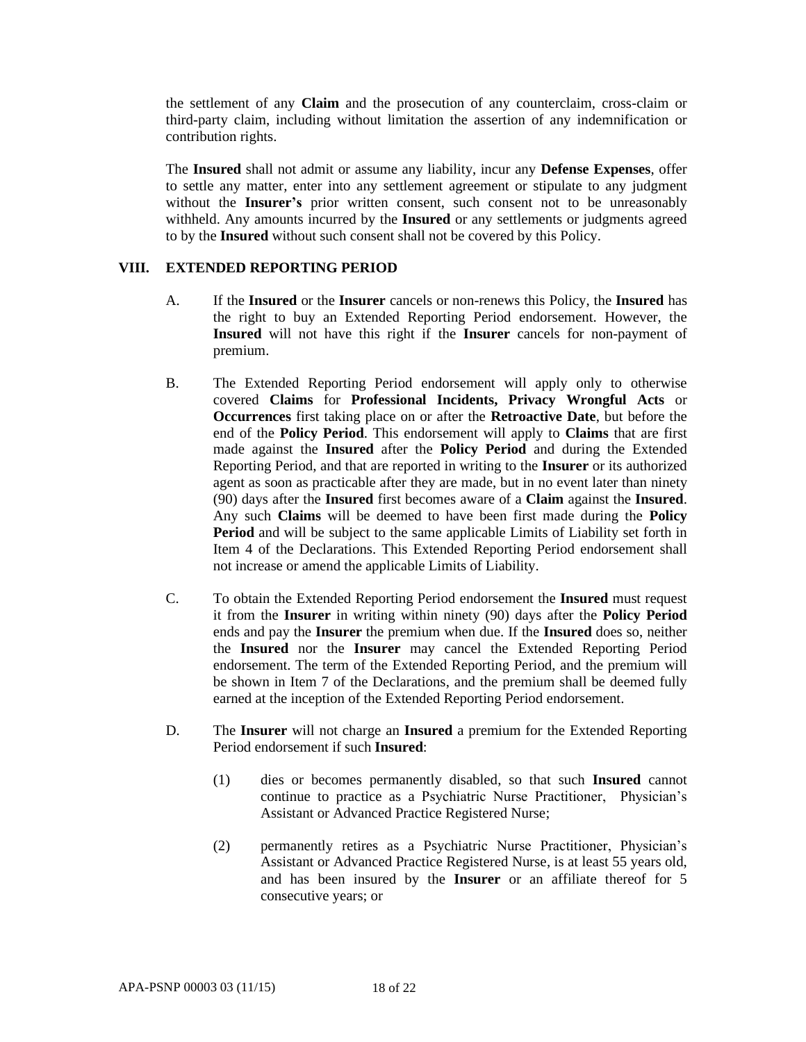the settlement of any **Claim** and the prosecution of any counterclaim, cross-claim or third-party claim, including without limitation the assertion of any indemnification or contribution rights.

The **Insured** shall not admit or assume any liability, incur any **Defense Expenses**, offer to settle any matter, enter into any settlement agreement or stipulate to any judgment without the **Insurer's** prior written consent, such consent not to be unreasonably withheld. Any amounts incurred by the **Insured** or any settlements or judgments agreed to by the **Insured** without such consent shall not be covered by this Policy.

## VIII. EXTENDED REPORTING PERIOD

A. If the **Insured** or the **Insurer** cancels or non-renews this Policy, the **Insured** has the right to buy an Extended Reporting Period endorsement. However, the **Insured** will not have this right if the **Insurer** cancels for non-payment of premium.

B. The Extended Reporting Period endorsement will apply only to otherwise covered **Claims** for **Professional Incidents, Privacy Wrongful Acts** or **Occurrences** first taking place on or after the **Retroactive Date**, but before the end of the **Policy Period**. This endorsement will apply to **Claims** that are first made against the **Insured** after the **Policy Period** and during the Extended Reporting Period, and that are reported in writing to the **Insurer** or its authorized agent as soon as practicable after they are made, but in no event later than ninety (90) days after the **Insured** first becomes aware of a **Claim** against the **Insured**. Any such **Claims** will be deemed to have been first made during the **Policy Period** and will be subject to the same applicable Limits of Liability set forth in Item 4 of the Declarations. This Extended Reporting Period endorsement shall not increase or amend the applicable Limits of Liability.

C. To obtain the Extended Reporting Period endorsement the **Insured** must request it from the **Insurer** in writing within ninety (90) days after the **Policy Period** ends and pay the **Insurer** the premium when due. If the **Insured** does so, neither the **Insured** nor the **Insurer** may cancel the Extended Reporting Period endorsement. The term of the Extended Reporting Period, and the premium will be shown in Item 7 of the Declarations, and the premium shall be deemed fully earned at the inception of the Extended Reporting Period endorsement.

D. The **Insurer** will not charge an **Insured** a premium for the Extended Reporting Period endorsement if such **Insured**:

(1) dies or becomes permanently disabled, so that such **Insured** cannot continue to practice as a Psychiatric Nurse Practitioner, Physician's Assistant or Advanced Practice Registered Nurse;

(2) permanently retires as a Psychiatric Nurse Practitioner, Physician's Assistant or Advanced Practice Registered Nurse, is at least 55 years old, and has been insured by the **Insurer** or an affiliate thereof for 5 consecutive years; or

APA-PSNP 00003 03 (11/15)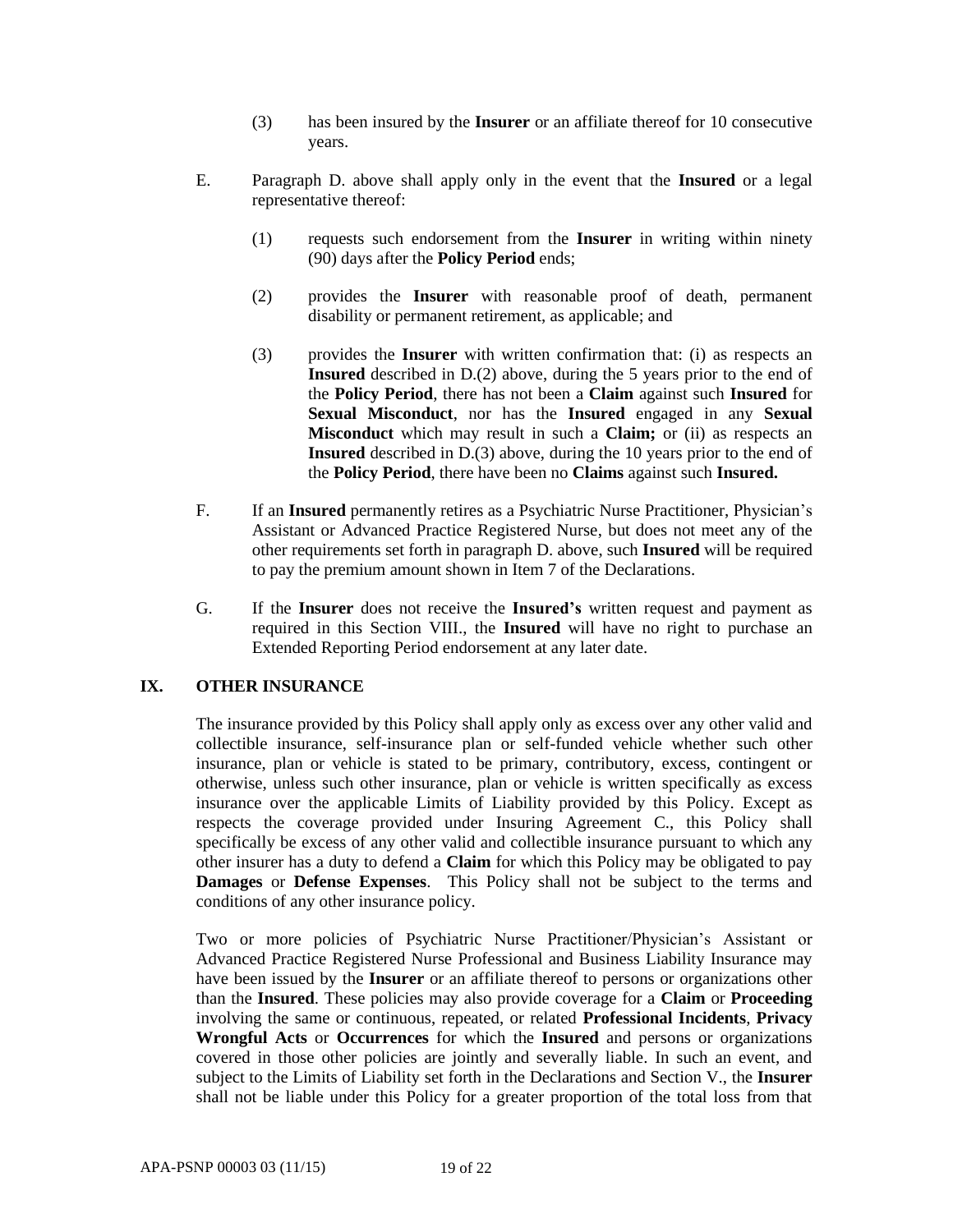(3) has been insured by the **Insurer** or an affiliate thereof for 10 consecutive years.

E. Paragraph D. above shall apply only in the event that the **Insured** or a legal representative thereof:

(1) requests such endorsement from the **Insurer** in writing within ninety (90) days after the **Policy Period** ends;

(2) provides the **Insurer** with reasonable proof of death, permanent disability or permanent retirement, as applicable; and

(3) provides the **Insurer** with written confirmation that: (i) as respects an **Insured** described in D.(2) above, during the 5 years prior to the end of the **Policy Period**, there has not been a **Claim** against such **Insured** for **Sexual Misconduct**, nor has the **Insured** engaged in any **Sexual Misconduct** which may result in such a **Claim;** or (ii) as respects an **Insured** described in D.(3) above, during the 10 years prior to the end of the **Policy Period**, there have been no **Claims** against such **Insured.**

F. If an **Insured** permanently retires as a Psychiatric Nurse Practitioner, Physician's Assistant or Advanced Practice Registered Nurse, but does not meet any of the other requirements set forth in paragraph D. above, such **Insured** will be required to pay the premium amount shown in Item 7 of the Declarations.

G. If the **Insurer** does not receive the **Insured's** written request and payment as required in this Section VIII., the **Insured** will have no right to purchase an Extended Reporting Period endorsement at any later date.

## IX. OTHER INSURANCE

The insurance provided by this Policy shall apply only as excess over any other valid and collectible insurance, self-insurance plan or self-funded vehicle whether such other insurance, plan or vehicle is stated to be primary, contributory, excess, contingent or otherwise, unless such other insurance, plan or vehicle is written specifically as excess insurance over the applicable Limits of Liability provided by this Policy. Except as respects the coverage provided under Insuring Agreement C., this Policy shall specifically be excess of any other valid and collectible insurance pursuant to which any other insurer has a duty to defend a **Claim** for which this Policy may be obligated to pay **Damages** or **Defense Expenses**. This Policy shall not be subject to the terms and conditions of any other insurance policy.

Two or more policies of Psychiatric Nurse Practitioner/Physician's Assistant or Advanced Practice Registered Nurse Professional and Business Liability Insurance may have been issued by the **Insurer** or an affiliate thereof to persons or organizations other than the **Insured**. These policies may also provide coverage for a **Claim** or **Proceeding** involving the same or continuous, repeated, or related **Professional Incidents**, **Privacy Wrongful Acts** or **Occurrences** for which the **Insured** and persons or organizations covered in those other policies are jointly and severally liable. In such an event, and subject to the Limits of Liability set forth in the Declarations and Section V., the **Insurer** shall not be liable under this Policy for a greater proportion of the total loss from that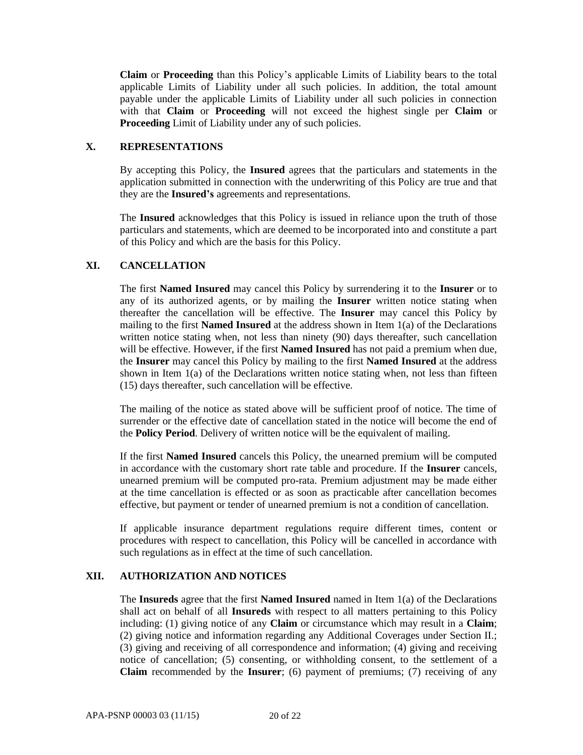**Claim** or **Proceeding** than this Policy's applicable Limits of Liability bears to the total applicable Limits of Liability under all such policies. In addition, the total amount payable under the applicable Limits of Liability under all such policies in connection with that **Claim** or **Proceeding** will not exceed the highest single per **Claim** or **Proceeding** Limit of Liability under any of such policies.

## X. REPRESENTATIONS

By accepting this Policy, the **Insured** agrees that the particulars and statements in the application submitted in connection with the underwriting of this Policy are true and that they are the **Insured's** agreements and representations.

The **Insured** acknowledges that this Policy is issued in reliance upon the truth of those particulars and statements, which are deemed to be incorporated into and constitute a part of this Policy and which are the basis for this Policy.

## XI. CANCELLATION

The first **Named Insured** may cancel this Policy by surrendering it to the **Insurer** or to any of its authorized agents, or by mailing the **Insurer** written notice stating when thereafter the cancellation will be effective. The **Insurer** may cancel this Policy by mailing to the first **Named Insured** at the address shown in Item 1(a) of the Declarations written notice stating when, not less than ninety (90) days thereafter, such cancellation will be effective. However, if the first **Named Insured** has not paid a premium when due, the **Insurer** may cancel this Policy by mailing to the first **Named Insured** at the address shown in Item 1(a) of the Declarations written notice stating when, not less than fifteen (15) days thereafter, such cancellation will be effective.

The mailing of the notice as stated above will be sufficient proof of notice. The time of surrender or the effective date of cancellation stated in the notice will become the end of the **Policy Period**. Delivery of written notice will be the equivalent of mailing.

If the first **Named Insured** cancels this Policy, the unearned premium will be computed in accordance with the customary short rate table and procedure. If the **Insurer** cancels, unearned premium will be computed pro-rata. Premium adjustment may be made either at the time cancellation is effected or as soon as practicable after cancellation becomes effective, but payment or tender of unearned premium is not a condition of cancellation.

If applicable insurance department regulations require different times, content or procedures with respect to cancellation, this Policy will be cancelled in accordance with such regulations as in effect at the time of such cancellation.

## XII. AUTHORIZATION AND NOTICES

The **Insureds** agree that the first **Named Insured** named in Item 1(a) of the Declarations shall act on behalf of all **Insureds** with respect to all matters pertaining to this Policy including: (1) giving notice of any **Claim** or circumstance which may result in a **Claim**; (2) giving notice and information regarding any Additional Coverages under Section II.; (3) giving and receiving of all correspondence and information; (4) giving and receiving notice of cancellation; (5) consenting, or withholding consent, to the settlement of a **Claim** recommended by the **Insurer**; (6) payment of premiums; (7) receiving of any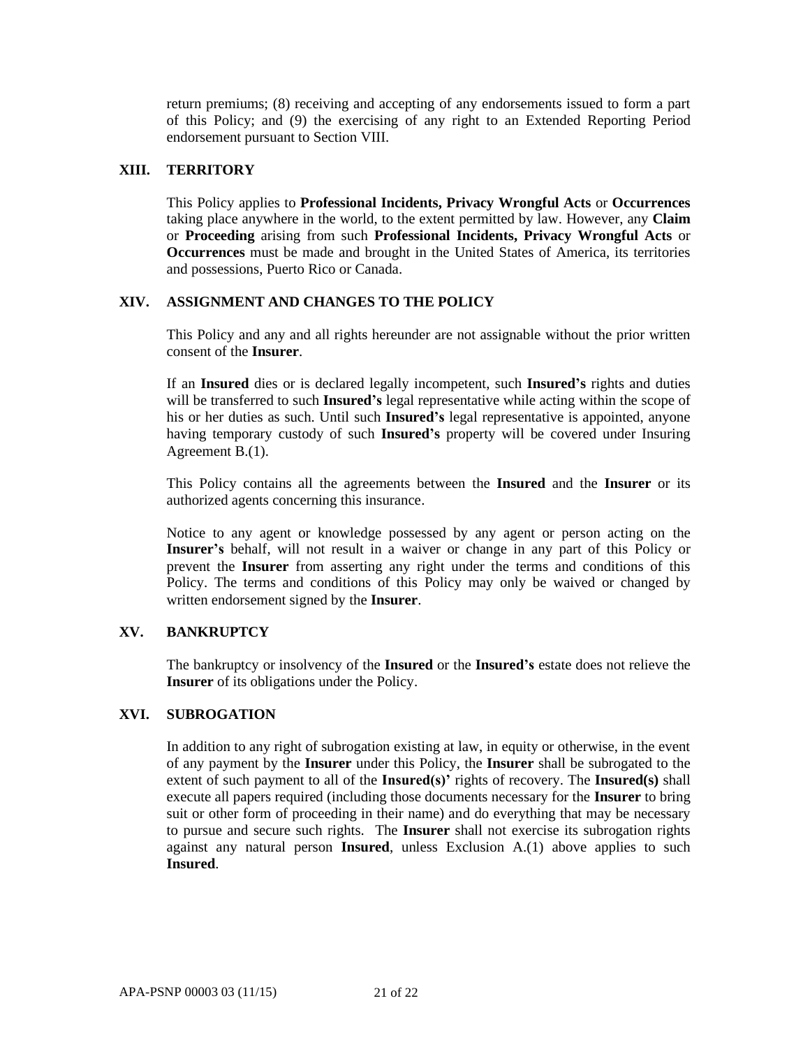return premiums; (8) receiving and accepting of any endorsements issued to form a part of this Policy; and (9) the exercising of any right to an Extended Reporting Period endorsement pursuant to Section VIII.

## XIII. TERRITORY

This Policy applies to **Professional Incidents, Privacy Wrongful Acts** or **Occurrences** taking place anywhere in the world, to the extent permitted by law. However, any **Claim** or **Proceeding** arising from such **Professional Incidents, Privacy Wrongful Acts** or **Occurrences** must be made and brought in the United States of America, its territories and possessions, Puerto Rico or Canada.

## XIV. ASSIGNMENT AND CHANGES TO THE POLICY

This Policy and any and all rights hereunder are not assignable without the prior written consent of the **Insurer**.

If an **Insured** dies or is declared legally incompetent, such **Insured's** rights and duties will be transferred to such **Insured's** legal representative while acting within the scope of his or her duties as such. Until such **Insured's** legal representative is appointed, anyone having temporary custody of such **Insured's** property will be covered under Insuring Agreement B.(1).

This Policy contains all the agreements between the **Insured** and the **Insurer** or its authorized agents concerning this insurance.

Notice to any agent or knowledge possessed by any agent or person acting on the **Insurer's** behalf, will not result in a waiver or change in any part of this Policy or prevent the **Insurer** from asserting any right under the terms and conditions of this Policy. The terms and conditions of this Policy may only be waived or changed by written endorsement signed by the **Insurer**.

## XV. BANKRUPTCY

The bankruptcy or insolvency of the **Insured** or the **Insured's** estate does not relieve the **Insurer** of its obligations under the Policy.

## XVI. SUBROGATION

In addition to any right of subrogation existing at law, in equity or otherwise, in the event of any payment by the **Insurer** under this Policy, the **Insurer** shall be subrogated to the extent of such payment to all of the **Insured(s)'** rights of recovery. The **Insured(s)** shall execute all papers required (including those documents necessary for the **Insurer** to bring suit or other form of proceeding in their name) and do everything that may be necessary to pursue and secure such rights. The **Insurer** shall not exercise its subrogation rights against any natural person **Insured**, unless Exclusion A.(1) above applies to such **Insured**.

APA-PSNP 00003 03 (11/15)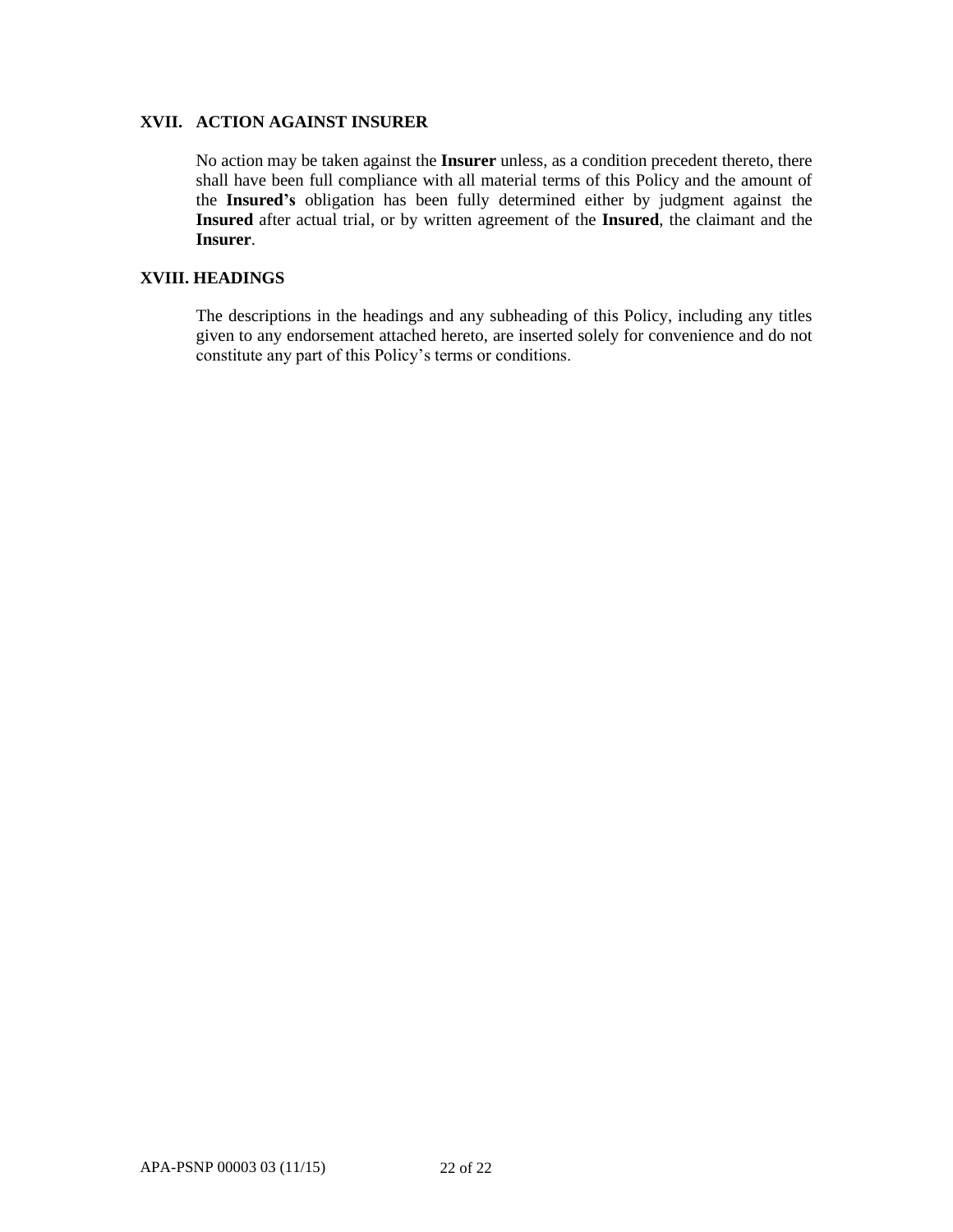## XVII. ACTION AGAINST INSURER

No action may be taken against the **Insurer** unless, as a condition precedent thereto, there shall have been full compliance with all material terms of this Policy and the amount of the **Insured's** obligation has been fully determined either by judgment against the **Insured** after actual trial, or by written agreement of the **Insured**, the claimant and the **Insurer**.

## XVIII. HEADINGS

The descriptions in the headings and any subheading of this Policy, including any titles given to any endorsement attached hereto, are inserted solely for convenience and do not constitute any part of this Policy's terms or conditions.